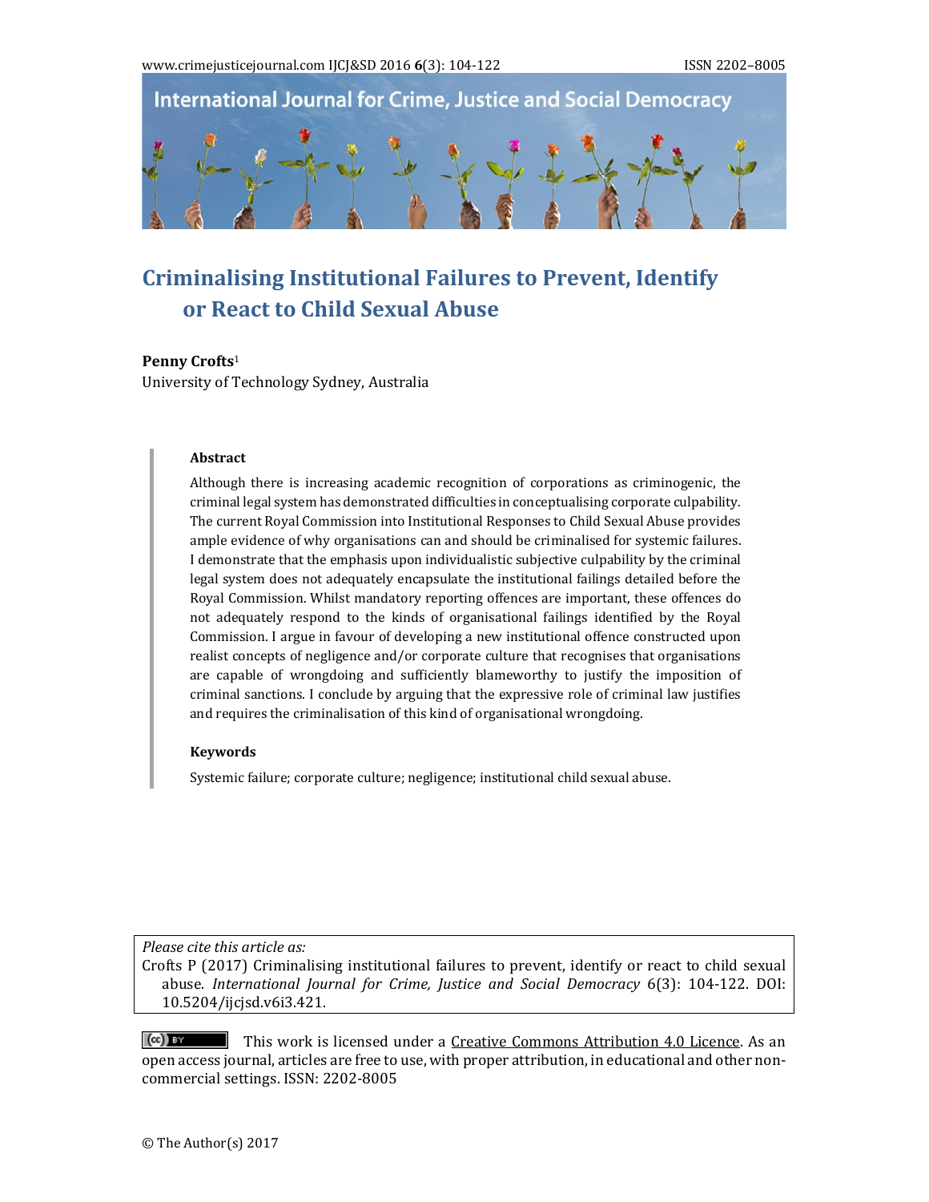# Criminalising Institutional Failures to Prevent, Identify or React to Child Sexual Abuse

**Penny Crofts**[1]
University of Technology Sydney, Australia

## Abstract

Although there is increasing academic recognition of corporations as criminogenic, the criminal legal system has demonstrated difficulties in conceptualising corporate culpability. The current Royal Commission into Institutional Responses to Child Sexual Abuse provides ample evidence of why organisations can and should be criminalised for systemic failures. I demonstrate that the emphasis upon individualistic subjective culpability by the criminal legal system does not adequately encapsulate the institutional failings detailed before the Royal Commission. Whilst mandatory reporting offences are important, these offences do not adequately respond to the kinds of organisational failings identified by the Royal Commission. I argue in favour of developing a new institutional offence constructed upon realist concepts of negligence and/or corporate culture that recognises that organisations are capable of wrongdoing and sufficiently blameworthy to justify the imposition of criminal sanctions. I conclude by arguing that the expressive role of criminal law justifies and requires the criminalisation of this kind of organisational wrongdoing.

## Keywords

Systemic failure; corporate culture; negligence; institutional child sexual abuse.

*Please cite this article as:*
Crofts P (2017) Criminalising institutional failures to prevent, identify or react to child sexual abuse. *International Journal for Crime, Justice and Social Democracy* 6(3): 104-122. DOI: 10.5204/ijcjsd.v6i3.421.

This work is licensed under a Creative Commons Attribution 4.0 Licence. As an open access journal, articles are free to use, with proper attribution, in educational and other non-commercial settings. ISSN: 2202-8005

© The Author(s) 2017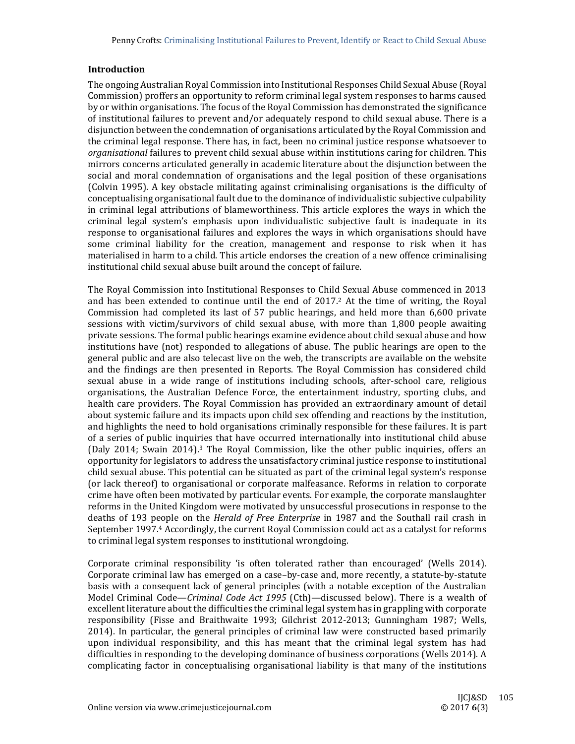## Introduction

The ongoing Australian Royal Commission into Institutional Responses Child Sexual Abuse (Royal Commission) proffers an opportunity to reform criminal legal system responses to harms caused by or within organisations. The focus of the Royal Commission has demonstrated the significance of institutional failures to prevent and/or adequately respond to child sexual abuse. There is a disjunction between the condemnation of organisations articulated by the Royal Commission and the criminal legal response. There has, in fact, been no criminal justice response whatsoever to *organisational* failures to prevent child sexual abuse within institutions caring for children. This mirrors concerns articulated generally in academic literature about the disjunction between the social and moral condemnation of organisations and the legal position of these organisations (Colvin 1995). A key obstacle militating against criminalising organisations is the difficulty of conceptualising organisational fault due to the dominance of individualistic subjective culpability in criminal legal attributions of blameworthiness. This article explores the ways in which the criminal legal system's emphasis upon individualistic subjective fault is inadequate in its response to organisational failures and explores the ways in which organisations should have some criminal liability for the creation, management and response to risk when it has materialised in harm to a child. This article endorses the creation of a new offence criminalising institutional child sexual abuse built around the concept of failure.

The Royal Commission into Institutional Responses to Child Sexual Abuse commenced in 2013 and has been extended to continue until the end of 2017.[2] At the time of writing, the Royal Commission had completed its last of 57 public hearings, and held more than 6,600 private sessions with victim/survivors of child sexual abuse, with more than 1,800 people awaiting private sessions. The formal public hearings examine evidence about child sexual abuse and how institutions have (not) responded to allegations of abuse. The public hearings are open to the general public and are also telecast live on the web, the transcripts are available on the website and the findings are then presented in Reports. The Royal Commission has considered child sexual abuse in a wide range of institutions including schools, after-school care, religious organisations, the Australian Defence Force, the entertainment industry, sporting clubs, and health care providers. The Royal Commission has provided an extraordinary amount of detail about systemic failure and its impacts upon child sex offending and reactions by the institution, and highlights the need to hold organisations criminally responsible for these failures. It is part of a series of public inquiries that have occurred internationally into institutional child abuse (Daly 2014; Swain 2014).[3] The Royal Commission, like the other public inquiries, offers an opportunity for legislators to address the unsatisfactory criminal justice response to institutional child sexual abuse. This potential can be situated as part of the criminal legal system's response (or lack thereof) to organisational or corporate malfeasance. Reforms in relation to corporate crime have often been motivated by particular events. For example, the corporate manslaughter reforms in the United Kingdom were motivated by unsuccessful prosecutions in response to the deaths of 193 people on the *Herald of Free Enterprise* in 1987 and the Southall rail crash in September 1997.[4] Accordingly, the current Royal Commission could act as a catalyst for reforms to criminal legal system responses to institutional wrongdoing.

Corporate criminal responsibility 'is often tolerated rather than encouraged' (Wells 2014). Corporate criminal law has emerged on a case–by-case and, more recently, a statute-by-statute basis with a consequent lack of general principles (with a notable exception of the Australian Model Criminal Code—*Criminal Code Act 1995* (Cth)—discussed below). There is a wealth of excellent literature about the difficulties the criminal legal system has in grappling with corporate responsibility (Fisse and Braithwaite 1993; Gilchrist 2012-2013; Gunningham 1987; Wells, 2014). In particular, the general principles of criminal law were constructed based primarily upon individual responsibility, and this has meant that the criminal legal system has had difficulties in responding to the developing dominance of business corporations (Wells 2014). A complicating factor in conceptualising organisational liability is that many of the institutions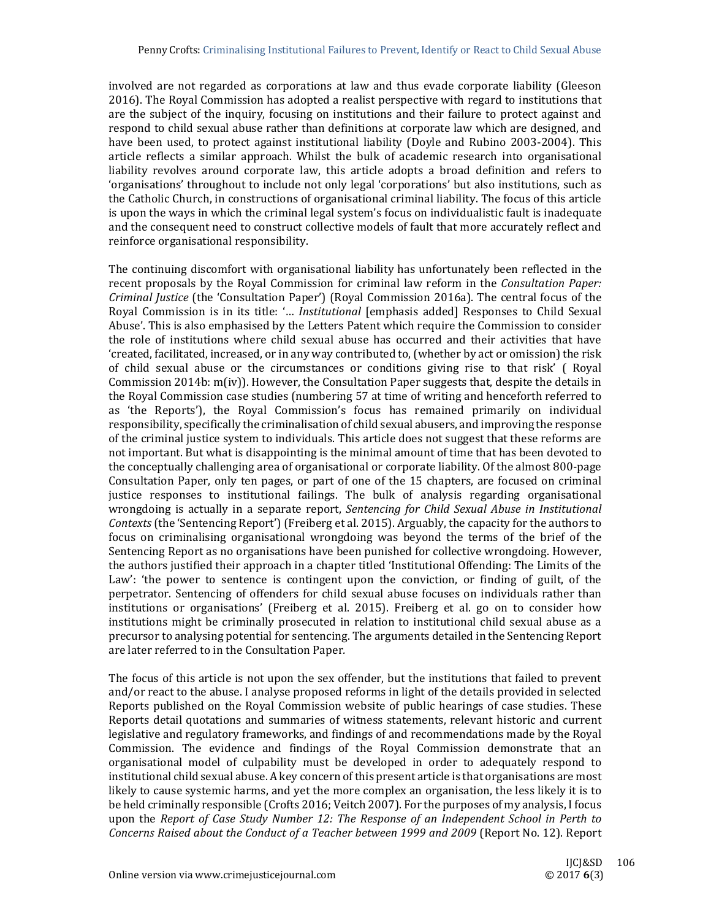involved are not regarded as corporations at law and thus evade corporate liability (Gleeson 2016). The Royal Commission has adopted a realist perspective with regard to institutions that are the subject of the inquiry, focusing on institutions and their failure to protect against and respond to child sexual abuse rather than definitions at corporate law which are designed, and have been used, to protect against institutional liability (Doyle and Rubino 2003-2004). This article reflects a similar approach. Whilst the bulk of academic research into organisational liability revolves around corporate law, this article adopts a broad definition and refers to 'organisations' throughout to include not only legal 'corporations' but also institutions, such as the Catholic Church, in constructions of organisational criminal liability. The focus of this article is upon the ways in which the criminal legal system's focus on individualistic fault is inadequate and the consequent need to construct collective models of fault that more accurately reflect and reinforce organisational responsibility.

The continuing discomfort with organisational liability has unfortunately been reflected in the recent proposals by the Royal Commission for criminal law reform in the *Consultation Paper: Criminal Justice* (the 'Consultation Paper') (Royal Commission 2016a). The central focus of the Royal Commission is in its title: '… *Institutional* [emphasis added] Responses to Child Sexual Abuse'. This is also emphasised by the Letters Patent which require the Commission to consider the role of institutions where child sexual abuse has occurred and their activities that have 'created, facilitated, increased, or in any way contributed to, (whether by act or omission) the risk of child sexual abuse or the circumstances or conditions giving rise to that risk' ( Royal Commission 2014b: m(iv)). However, the Consultation Paper suggests that, despite the details in the Royal Commission case studies (numbering 57 at time of writing and henceforth referred to as 'the Reports'), the Royal Commission's focus has remained primarily on individual responsibility, specifically the criminalisation of child sexual abusers, and improving the response of the criminal justice system to individuals. This article does not suggest that these reforms are not important. But what is disappointing is the minimal amount of time that has been devoted to the conceptually challenging area of organisational or corporate liability. Of the almost 800-page Consultation Paper, only ten pages, or part of one of the 15 chapters, are focused on criminal justice responses to institutional failings. The bulk of analysis regarding organisational wrongdoing is actually in a separate report, *Sentencing for Child Sexual Abuse in Institutional Contexts* (the 'Sentencing Report') (Freiberg et al. 2015). Arguably, the capacity for the authors to focus on criminalising organisational wrongdoing was beyond the terms of the brief of the Sentencing Report as no organisations have been punished for collective wrongdoing. However, the authors justified their approach in a chapter titled 'Institutional Offending: The Limits of the Law': 'the power to sentence is contingent upon the conviction, or finding of guilt, of the perpetrator. Sentencing of offenders for child sexual abuse focuses on individuals rather than institutions or organisations' (Freiberg et al. 2015). Freiberg et al. go on to consider how institutions might be criminally prosecuted in relation to institutional child sexual abuse as a precursor to analysing potential for sentencing. The arguments detailed in the Sentencing Report are later referred to in the Consultation Paper.

The focus of this article is not upon the sex offender, but the institutions that failed to prevent and/or react to the abuse. I analyse proposed reforms in light of the details provided in selected Reports published on the Royal Commission website of public hearings of case studies. These Reports detail quotations and summaries of witness statements, relevant historic and current legislative and regulatory frameworks, and findings of and recommendations made by the Royal Commission. The evidence and findings of the Royal Commission demonstrate that an organisational model of culpability must be developed in order to adequately respond to institutional child sexual abuse. A key concern of this present article is that organisations are most likely to cause systemic harms, and yet the more complex an organisation, the less likely it is to be held criminally responsible (Crofts 2016; Veitch 2007). For the purposes of my analysis, I focus upon the *Report of Case Study Number 12: The Response of an Independent School in Perth to Concerns Raised about the Conduct of a Teacher between 1999 and 2009* (Report No. 12). Report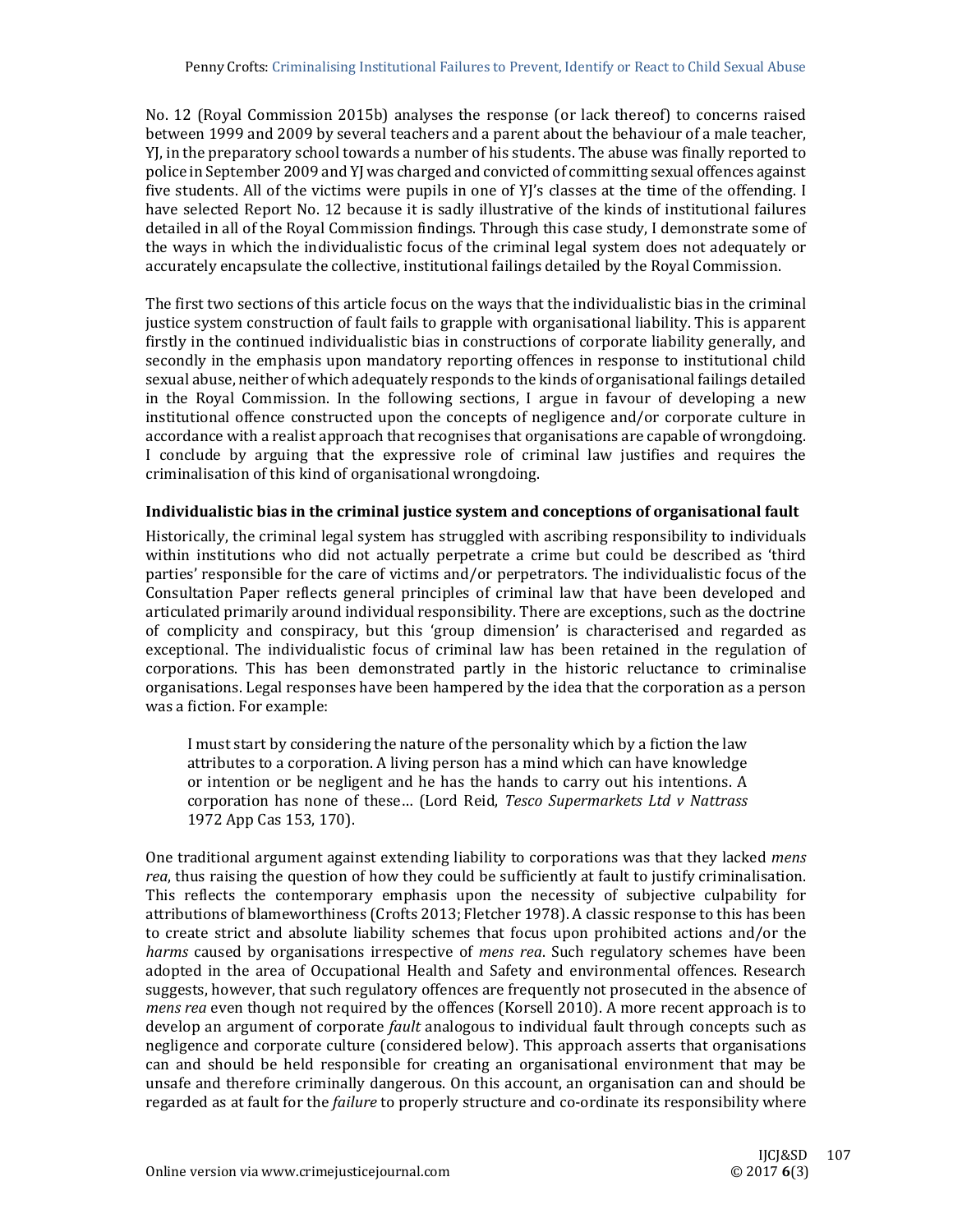No. 12 (Royal Commission 2015b) analyses the response (or lack thereof) to concerns raised between 1999 and 2009 by several teachers and a parent about the behaviour of a male teacher, YJ, in the preparatory school towards a number of his students. The abuse was finally reported to police in September 2009 and YJ was charged and convicted of committing sexual offences against five students. All of the victims were pupils in one of YJ's classes at the time of the offending. I have selected Report No. 12 because it is sadly illustrative of the kinds of institutional failures detailed in all of the Royal Commission findings. Through this case study, I demonstrate some of the ways in which the individualistic focus of the criminal legal system does not adequately or accurately encapsulate the collective, institutional failings detailed by the Royal Commission.

The first two sections of this article focus on the ways that the individualistic bias in the criminal justice system construction of fault fails to grapple with organisational liability. This is apparent firstly in the continued individualistic bias in constructions of corporate liability generally, and secondly in the emphasis upon mandatory reporting offences in response to institutional child sexual abuse, neither of which adequately responds to the kinds of organisational failings detailed in the Royal Commission. In the following sections, I argue in favour of developing a new institutional offence constructed upon the concepts of negligence and/or corporate culture in accordance with a realist approach that recognises that organisations are capable of wrongdoing. I conclude by arguing that the expressive role of criminal law justifies and requires the criminalisation of this kind of organisational wrongdoing.

## Individualistic bias in the criminal justice system and conceptions of organisational fault

Historically, the criminal legal system has struggled with ascribing responsibility to individuals within institutions who did not actually perpetrate a crime but could be described as 'third parties' responsible for the care of victims and/or perpetrators. The individualistic focus of the Consultation Paper reflects general principles of criminal law that have been developed and articulated primarily around individual responsibility. There are exceptions, such as the doctrine of complicity and conspiracy, but this 'group dimension' is characterised and regarded as exceptional. The individualistic focus of criminal law has been retained in the regulation of corporations. This has been demonstrated partly in the historic reluctance to criminalise organisations. Legal responses have been hampered by the idea that the corporation as a person was a fiction. For example:

> I must start by considering the nature of the personality which by a fiction the law attributes to a corporation. A living person has a mind which can have knowledge or intention or be negligent and he has the hands to carry out his intentions. A corporation has none of these… (Lord Reid, *Tesco Supermarkets Ltd v Nattrass* 1972 App Cas 153, 170).

One traditional argument against extending liability to corporations was that they lacked *mens rea*, thus raising the question of how they could be sufficiently at fault to justify criminalisation. This reflects the contemporary emphasis upon the necessity of subjective culpability for attributions of blameworthiness (Crofts 2013; Fletcher 1978). A classic response to this has been to create strict and absolute liability schemes that focus upon prohibited actions and/or the *harms* caused by organisations irrespective of *mens rea*. Such regulatory schemes have been adopted in the area of Occupational Health and Safety and environmental offences. Research suggests, however, that such regulatory offences are frequently not prosecuted in the absence of *mens rea* even though not required by the offences (Korsell 2010). A more recent approach is to develop an argument of corporate *fault* analogous to individual fault through concepts such as negligence and corporate culture (considered below). This approach asserts that organisations can and should be held responsible for creating an organisational environment that may be unsafe and therefore criminally dangerous. On this account, an organisation can and should be regarded as at fault for the *failure* to properly structure and co-ordinate its responsibility where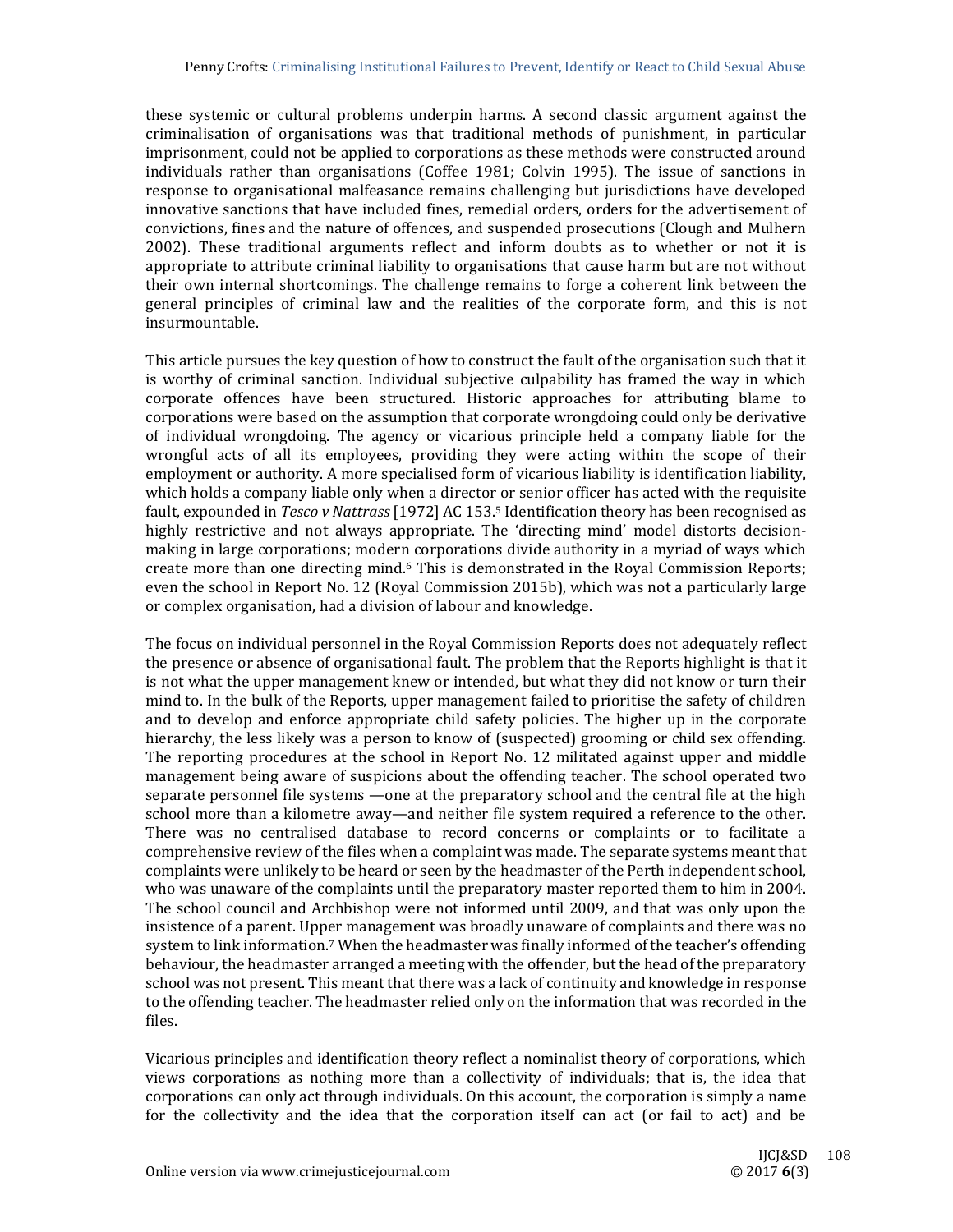these systemic or cultural problems underpin harms. A second classic argument against the criminalisation of organisations was that traditional methods of punishment, in particular imprisonment, could not be applied to corporations as these methods were constructed around individuals rather than organisations (Coffee 1981; Colvin 1995). The issue of sanctions in response to organisational malfeasance remains challenging but jurisdictions have developed innovative sanctions that have included fines, remedial orders, orders for the advertisement of convictions, fines and the nature of offences, and suspended prosecutions (Clough and Mulhern 2002). These traditional arguments reflect and inform doubts as to whether or not it is appropriate to attribute criminal liability to organisations that cause harm but are not without their own internal shortcomings. The challenge remains to forge a coherent link between the general principles of criminal law and the realities of the corporate form, and this is not insurmountable.

This article pursues the key question of how to construct the fault of the organisation such that it is worthy of criminal sanction. Individual subjective culpability has framed the way in which corporate offences have been structured. Historic approaches for attributing blame to corporations were based on the assumption that corporate wrongdoing could only be derivative of individual wrongdoing. The agency or vicarious principle held a company liable for the wrongful acts of all its employees, providing they were acting within the scope of their employment or authority. A more specialised form of vicarious liability is identification liability, which holds a company liable only when a director or senior officer has acted with the requisite fault, expounded in *Tesco v Nattrass* [1972] AC 153.[5] Identification theory has been recognised as highly restrictive and not always appropriate. The 'directing mind' model distorts decision-making in large corporations; modern corporations divide authority in a myriad of ways which create more than one directing mind.[6] This is demonstrated in the Royal Commission Reports; even the school in Report No. 12 (Royal Commission 2015b), which was not a particularly large or complex organisation, had a division of labour and knowledge.

The focus on individual personnel in the Royal Commission Reports does not adequately reflect the presence or absence of organisational fault. The problem that the Reports highlight is that it is not what the upper management knew or intended, but what they did not know or turn their mind to. In the bulk of the Reports, upper management failed to prioritise the safety of children and to develop and enforce appropriate child safety policies. The higher up in the corporate hierarchy, the less likely was a person to know of (suspected) grooming or child sex offending. The reporting procedures at the school in Report No. 12 militated against upper and middle management being aware of suspicions about the offending teacher. The school operated two separate personnel file systems —one at the preparatory school and the central file at the high school more than a kilometre away—and neither file system required a reference to the other. There was no centralised database to record concerns or complaints or to facilitate a comprehensive review of the files when a complaint was made. The separate systems meant that complaints were unlikely to be heard or seen by the headmaster of the Perth independent school, who was unaware of the complaints until the preparatory master reported them to him in 2004. The school council and Archbishop were not informed until 2009, and that was only upon the insistence of a parent. Upper management was broadly unaware of complaints and there was no system to link information.[7] When the headmaster was finally informed of the teacher's offending behaviour, the headmaster arranged a meeting with the offender, but the head of the preparatory school was not present. This meant that there was a lack of continuity and knowledge in response to the offending teacher. The headmaster relied only on the information that was recorded in the files.

Vicarious principles and identification theory reflect a nominalist theory of corporations, which views corporations as nothing more than a collectivity of individuals; that is, the idea that corporations can only act through individuals. On this account, the corporation is simply a name for the collectivity and the idea that the corporation itself can act (or fail to act) and be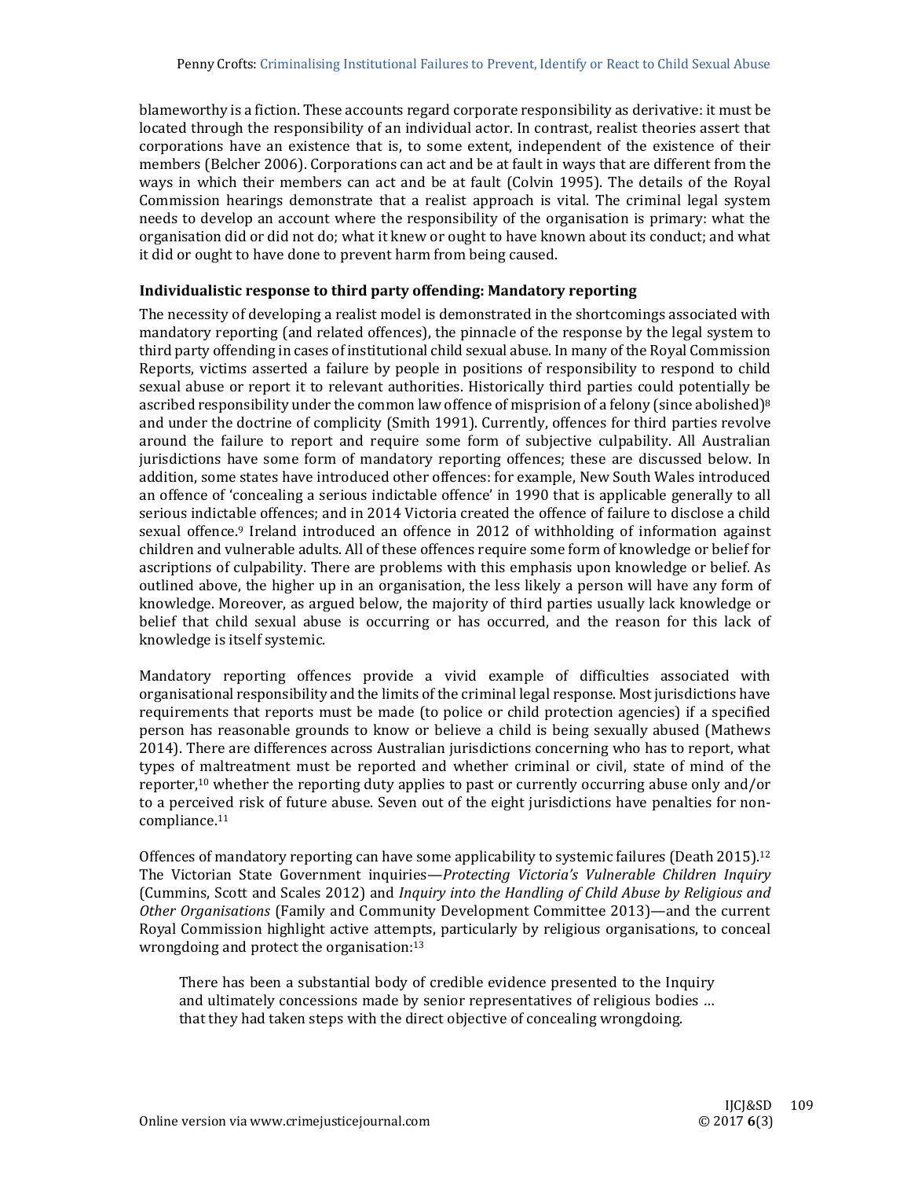blameworthy is a fiction. These accounts regard corporate responsibility as derivative: it must be located through the responsibility of an individual actor. In contrast, realist theories assert that corporations have an existence that is, to some extent, independent of the existence of their members (Belcher 2006). Corporations can act and be at fault in ways that are different from the ways in which their members can act and be at fault (Colvin 1995). The details of the Royal Commission hearings demonstrate that a realist approach is vital. The criminal legal system needs to develop an account where the responsibility of the organisation is primary: what the organisation did or did not do; what it knew or ought to have known about its conduct; and what it did or ought to have done to prevent harm from being caused.

**Individualistic response to third party offending: Mandatory reporting**

The necessity of developing a realist model is demonstrated in the shortcomings associated with mandatory reporting (and related offences), the pinnacle of the response by the legal system to third party offending in cases of institutional child sexual abuse. In many of the Royal Commission Reports, victims asserted a failure by people in positions of responsibility to respond to child sexual abuse or report it to relevant authorities. Historically third parties could potentially be ascribed responsibility under the common law offence of misprision of a felony (since abolished)[8] and under the doctrine of complicity (Smith 1991). Currently, offences for third parties revolve around the failure to report and require some form of subjective culpability. All Australian jurisdictions have some form of mandatory reporting offences; these are discussed below. In addition, some states have introduced other offences: for example, New South Wales introduced an offence of 'concealing a serious indictable offence' in 1990 that is applicable generally to all serious indictable offences; and in 2014 Victoria created the offence of failure to disclose a child sexual offence.[9] Ireland introduced an offence in 2012 of withholding of information against children and vulnerable adults. All of these offences require some form of knowledge or belief for ascriptions of culpability. There are problems with this emphasis upon knowledge or belief. As outlined above, the higher up in an organisation, the less likely a person will have any form of knowledge. Moreover, as argued below, the majority of third parties usually lack knowledge or belief that child sexual abuse is occurring or has occurred, and the reason for this lack of knowledge is itself systemic.

Mandatory reporting offences provide a vivid example of difficulties associated with organisational responsibility and the limits of the criminal legal response. Most jurisdictions have requirements that reports must be made (to police or child protection agencies) if a specified person has reasonable grounds to know or believe a child is being sexually abused (Mathews 2014). There are differences across Australian jurisdictions concerning who has to report, what types of maltreatment must be reported and whether criminal or civil, state of mind of the reporter,[10] whether the reporting duty applies to past or currently occurring abuse only and/or to a perceived risk of future abuse. Seven out of the eight jurisdictions have penalties for non-compliance.[11]

Offences of mandatory reporting can have some applicability to systemic failures (Death 2015).[12] The Victorian State Government inquiries—*Protecting Victoria's Vulnerable Children Inquiry* (Cummins, Scott and Scales 2012) and *Inquiry into the Handling of Child Abuse by Religious and Other Organisations* (Family and Community Development Committee 2013)—and the current Royal Commission highlight active attempts, particularly by religious organisations, to conceal wrongdoing and protect the organisation:[13]

> There has been a substantial body of credible evidence presented to the Inquiry and ultimately concessions made by senior representatives of religious bodies … that they had taken steps with the direct objective of concealing wrongdoing.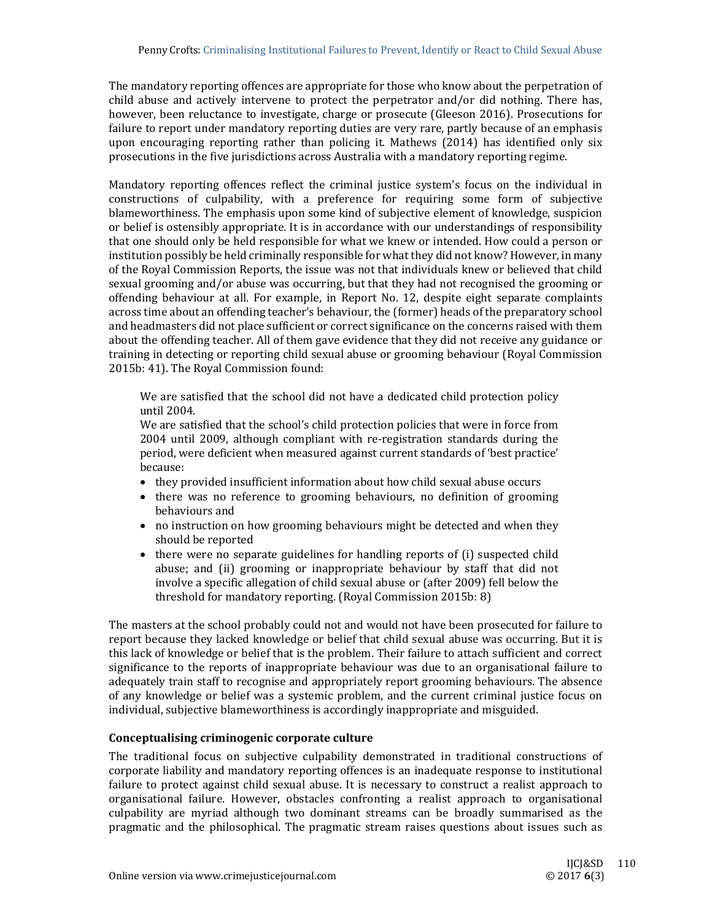The mandatory reporting offences are appropriate for those who know about the perpetration of child abuse and actively intervene to protect the perpetrator and/or did nothing. There has, however, been reluctance to investigate, charge or prosecute (Gleeson 2016). Prosecutions for failure to report under mandatory reporting duties are very rare, partly because of an emphasis upon encouraging reporting rather than policing it. Mathews (2014) has identified only six prosecutions in the five jurisdictions across Australia with a mandatory reporting regime.

Mandatory reporting offences reflect the criminal justice system's focus on the individual in constructions of culpability, with a preference for requiring some form of subjective blameworthiness. The emphasis upon some kind of subjective element of knowledge, suspicion or belief is ostensibly appropriate. It is in accordance with our understandings of responsibility that one should only be held responsible for what we knew or intended. How could a person or institution possibly be held criminally responsible for what they did not know? However, in many of the Royal Commission Reports, the issue was not that individuals knew or believed that child sexual grooming and/or abuse was occurring, but that they had not recognised the grooming or offending behaviour at all. For example, in Report No. 12, despite eight separate complaints across time about an offending teacher's behaviour, the (former) heads of the preparatory school and headmasters did not place sufficient or correct significance on the concerns raised with them about the offending teacher. All of them gave evidence that they did not receive any guidance or training in detecting or reporting child sexual abuse or grooming behaviour (Royal Commission 2015b: 41). The Royal Commission found:

> We are satisfied that the school did not have a dedicated child protection policy until 2004.
>
> We are satisfied that the school's child protection policies that were in force from 2004 until 2009, although compliant with re-registration standards during the period, were deficient when measured against current standards of 'best practice' because:
>
> - they provided insufficient information about how child sexual abuse occurs
> - there was no reference to grooming behaviours, no definition of grooming behaviours and
> - no instruction on how grooming behaviours might be detected and when they should be reported
> - there were no separate guidelines for handling reports of (i) suspected child abuse; and (ii) grooming or inappropriate behaviour by staff that did not involve a specific allegation of child sexual abuse or (after 2009) fell below the threshold for mandatory reporting. (Royal Commission 2015b: 8)

The masters at the school probably could not and would not have been prosecuted for failure to report because they lacked knowledge or belief that child sexual abuse was occurring. But it is this lack of knowledge or belief that is the problem. Their failure to attach sufficient and correct significance to the reports of inappropriate behaviour was due to an organisational failure to adequately train staff to recognise and appropriately report grooming behaviours. The absence of any knowledge or belief was a systemic problem, and the current criminal justice focus on individual, subjective blameworthiness is accordingly inappropriate and misguided.

## Conceptualising criminogenic corporate culture

The traditional focus on subjective culpability demonstrated in traditional constructions of corporate liability and mandatory reporting offences is an inadequate response to institutional failure to protect against child sexual abuse. It is necessary to construct a realist approach to organisational failure. However, obstacles confronting a realist approach to organisational culpability are myriad although two dominant streams can be broadly summarised as the pragmatic and the philosophical. The pragmatic stream raises questions about issues such as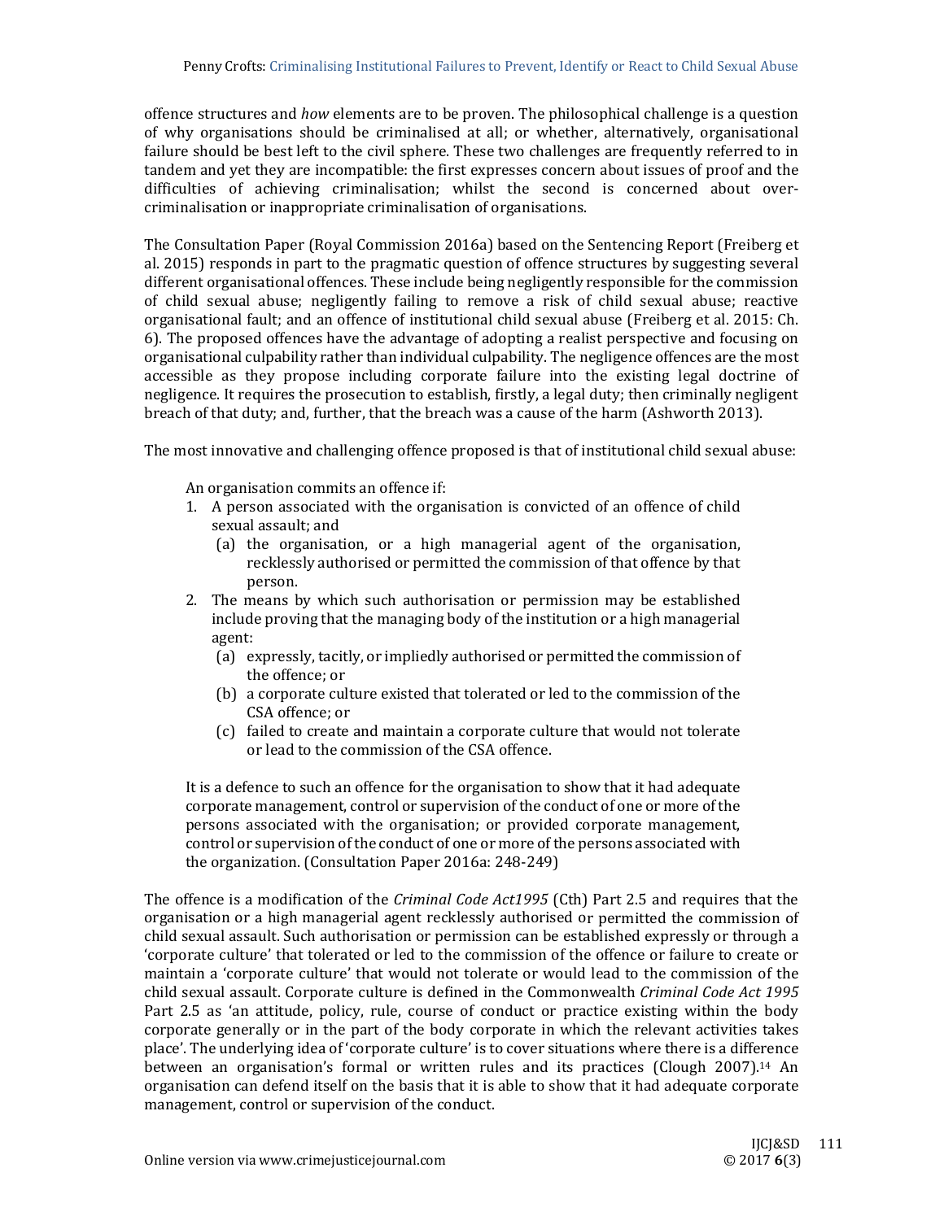offence structures and *how* elements are to be proven. The philosophical challenge is a question of why organisations should be criminalised at all; or whether, alternatively, organisational failure should be best left to the civil sphere. These two challenges are frequently referred to in tandem and yet they are incompatible: the first expresses concern about issues of proof and the difficulties of achieving criminalisation; whilst the second is concerned about over-criminalisation or inappropriate criminalisation of organisations.

The Consultation Paper (Royal Commission 2016a) based on the Sentencing Report (Freiberg et al. 2015) responds in part to the pragmatic question of offence structures by suggesting several different organisational offences. These include being negligently responsible for the commission of child sexual abuse; negligently failing to remove a risk of child sexual abuse; reactive organisational fault; and an offence of institutional child sexual abuse (Freiberg et al. 2015: Ch. 6). The proposed offences have the advantage of adopting a realist perspective and focusing on organisational culpability rather than individual culpability. The negligence offences are the most accessible as they propose including corporate failure into the existing legal doctrine of negligence. It requires the prosecution to establish, firstly, a legal duty; then criminally negligent breach of that duty; and, further, that the breach was a cause of the harm (Ashworth 2013).

The most innovative and challenging offence proposed is that of institutional child sexual abuse:

> An organisation commits an offence if:
>
> 1. A person associated with the organisation is convicted of an offence of child sexual assault; and
>    (a) the organisation, or a high managerial agent of the organisation, recklessly authorised or permitted the commission of that offence by that person.
> 2. The means by which such authorisation or permission may be established include proving that the managing body of the institution or a high managerial agent:
>    (a) expressly, tacitly, or impliedly authorised or permitted the commission of the offence; or
>    (b) a corporate culture existed that tolerated or led to the commission of the CSA offence; or
>    (c) failed to create and maintain a corporate culture that would not tolerate or lead to the commission of the CSA offence.
>
> It is a defence to such an offence for the organisation to show that it had adequate corporate management, control or supervision of the conduct of one or more of the persons associated with the organisation; or provided corporate management, control or supervision of the conduct of one or more of the persons associated with the organization. (Consultation Paper 2016a: 248-249)

The offence is a modification of the *Criminal Code Act1995* (Cth) Part 2.5 and requires that the organisation or a high managerial agent recklessly authorised or permitted the commission of child sexual assault. Such authorisation or permission can be established expressly or through a 'corporate culture' that tolerated or led to the commission of the offence or failure to create or maintain a 'corporate culture' that would not tolerate or would lead to the commission of the child sexual assault. Corporate culture is defined in the Commonwealth *Criminal Code Act 1995* Part 2.5 as 'an attitude, policy, rule, course of conduct or practice existing within the body corporate generally or in the part of the body corporate in which the relevant activities takes place'. The underlying idea of 'corporate culture' is to cover situations where there is a difference between an organisation's formal or written rules and its practices (Clough 2007).[14] An organisation can defend itself on the basis that it is able to show that it had adequate corporate management, control or supervision of the conduct.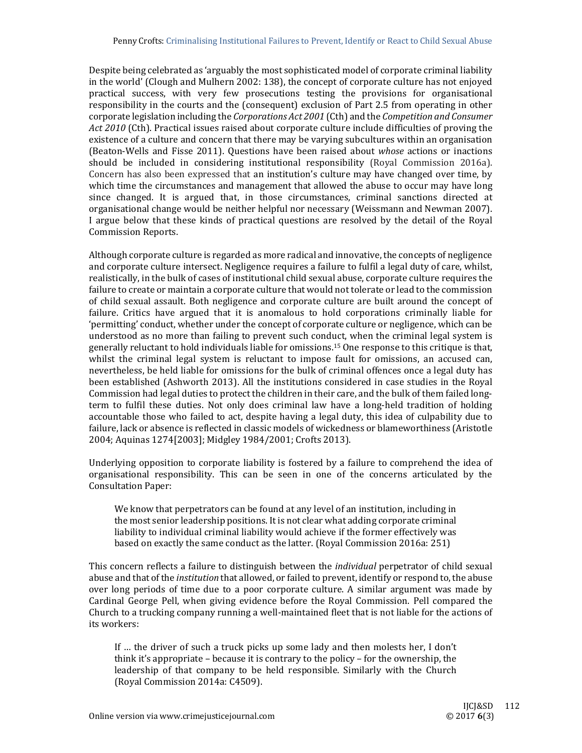Despite being celebrated as 'arguably the most sophisticated model of corporate criminal liability in the world' (Clough and Mulhern 2002: 138), the concept of corporate culture has not enjoyed practical success, with very few prosecutions testing the provisions for organisational responsibility in the courts and the (consequent) exclusion of Part 2.5 from operating in other corporate legislation including the *Corporations Act 2001* (Cth) and the *Competition and Consumer Act 2010* (Cth). Practical issues raised about corporate culture include difficulties of proving the existence of a culture and concern that there may be varying subcultures within an organisation (Beaton-Wells and Fisse 2011). Questions have been raised about *whose* actions or inactions should be included in considering institutional responsibility (Royal Commission 2016a). Concern has also been expressed that an institution's culture may have changed over time, by which time the circumstances and management that allowed the abuse to occur may have long since changed. It is argued that, in those circumstances, criminal sanctions directed at organisational change would be neither helpful nor necessary (Weissmann and Newman 2007). I argue below that these kinds of practical questions are resolved by the detail of the Royal Commission Reports.

Although corporate culture is regarded as more radical and innovative, the concepts of negligence and corporate culture intersect. Negligence requires a failure to fulfil a legal duty of care, whilst, realistically, in the bulk of cases of institutional child sexual abuse, corporate culture requires the failure to create or maintain a corporate culture that would not tolerate or lead to the commission of child sexual assault. Both negligence and corporate culture are built around the concept of failure. Critics have argued that it is anomalous to hold corporations criminally liable for 'permitting' conduct, whether under the concept of corporate culture or negligence, which can be understood as no more than failing to prevent such conduct, when the criminal legal system is generally reluctant to hold individuals liable for omissions.[15] One response to this critique is that, whilst the criminal legal system is reluctant to impose fault for omissions, an accused can, nevertheless, be held liable for omissions for the bulk of criminal offences once a legal duty has been established (Ashworth 2013). All the institutions considered in case studies in the Royal Commission had legal duties to protect the children in their care, and the bulk of them failed long-term to fulfil these duties. Not only does criminal law have a long-held tradition of holding accountable those who failed to act, despite having a legal duty, this idea of culpability due to failure, lack or absence is reflected in classic models of wickedness or blameworthiness (Aristotle 2004; Aquinas 1274[2003]; Midgley 1984/2001; Crofts 2013).

Underlying opposition to corporate liability is fostered by a failure to comprehend the idea of organisational responsibility. This can be seen in one of the concerns articulated by the Consultation Paper:

> We know that perpetrators can be found at any level of an institution, including in the most senior leadership positions. It is not clear what adding corporate criminal liability to individual criminal liability would achieve if the former effectively was based on exactly the same conduct as the latter. (Royal Commission 2016a: 251)

This concern reflects a failure to distinguish between the *individual* perpetrator of child sexual abuse and that of the *institution* that allowed, or failed to prevent, identify or respond to, the abuse over long periods of time due to a poor corporate culture. A similar argument was made by Cardinal George Pell, when giving evidence before the Royal Commission. Pell compared the Church to a trucking company running a well-maintained fleet that is not liable for the actions of its workers:

> If … the driver of such a truck picks up some lady and then molests her, I don't think it's appropriate – because it is contrary to the policy – for the ownership, the leadership of that company to be held responsible. Similarly with the Church (Royal Commission 2014a: C4509).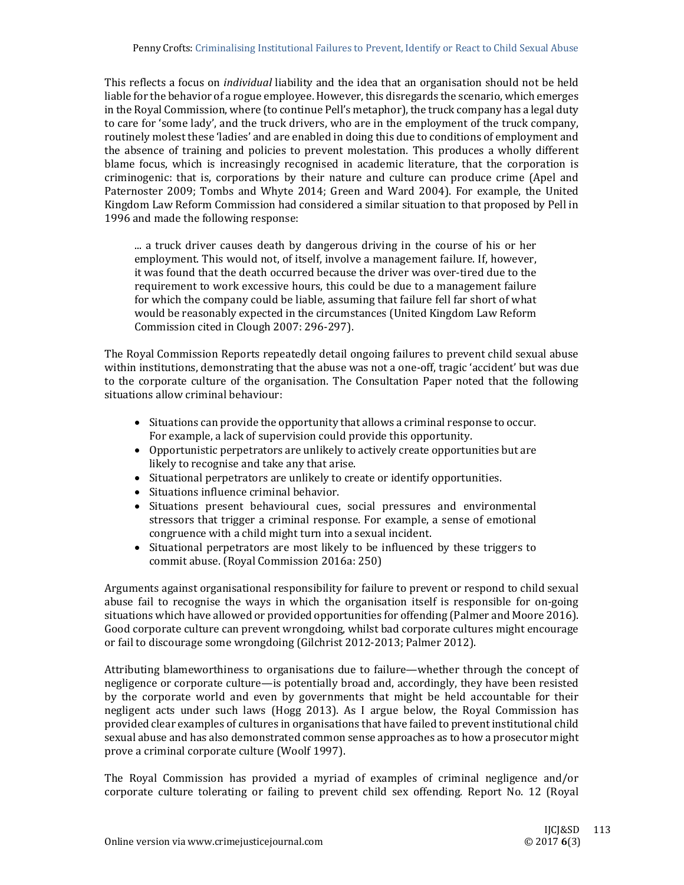This reflects a focus on *individual* liability and the idea that an organisation should not be held liable for the behavior of a rogue employee. However, this disregards the scenario, which emerges in the Royal Commission, where (to continue Pell's metaphor), the truck company has a legal duty to care for 'some lady', and the truck drivers, who are in the employment of the truck company, routinely molest these 'ladies' and are enabled in doing this due to conditions of employment and the absence of training and policies to prevent molestation. This produces a wholly different blame focus, which is increasingly recognised in academic literature, that the corporation is criminogenic: that is, corporations by their nature and culture can produce crime (Apel and Paternoster 2009; Tombs and Whyte 2014; Green and Ward 2004). For example, the United Kingdom Law Reform Commission had considered a similar situation to that proposed by Pell in 1996 and made the following response:

> ... a truck driver causes death by dangerous driving in the course of his or her employment. This would not, of itself, involve a management failure. If, however, it was found that the death occurred because the driver was over-tired due to the requirement to work excessive hours, this could be due to a management failure for which the company could be liable, assuming that failure fell far short of what would be reasonably expected in the circumstances (United Kingdom Law Reform Commission cited in Clough 2007: 296-297).

The Royal Commission Reports repeatedly detail ongoing failures to prevent child sexual abuse within institutions, demonstrating that the abuse was not a one-off, tragic 'accident' but was due to the corporate culture of the organisation. The Consultation Paper noted that the following situations allow criminal behaviour:

> - Situations can provide the opportunity that allows a criminal response to occur. For example, a lack of supervision could provide this opportunity.
> - Opportunistic perpetrators are unlikely to actively create opportunities but are likely to recognise and take any that arise.
> - Situational perpetrators are unlikely to create or identify opportunities.
> - Situations influence criminal behavior.
> - Situations present behavioural cues, social pressures and environmental stressors that trigger a criminal response. For example, a sense of emotional congruence with a child might turn into a sexual incident.
> - Situational perpetrators are most likely to be influenced by these triggers to commit abuse. (Royal Commission 2016a: 250)

Arguments against organisational responsibility for failure to prevent or respond to child sexual abuse fail to recognise the ways in which the organisation itself is responsible for on-going situations which have allowed or provided opportunities for offending (Palmer and Moore 2016). Good corporate culture can prevent wrongdoing, whilst bad corporate cultures might encourage or fail to discourage some wrongdoing (Gilchrist 2012-2013; Palmer 2012).

Attributing blameworthiness to organisations due to failure—whether through the concept of negligence or corporate culture—is potentially broad and, accordingly, they have been resisted by the corporate world and even by governments that might be held accountable for their negligent acts under such laws (Hogg 2013). As I argue below, the Royal Commission has provided clear examples of cultures in organisations that have failed to prevent institutional child sexual abuse and has also demonstrated common sense approaches as to how a prosecutor might prove a criminal corporate culture (Woolf 1997).

The Royal Commission has provided a myriad of examples of criminal negligence and/or corporate culture tolerating or failing to prevent child sex offending. Report No. 12 (Royal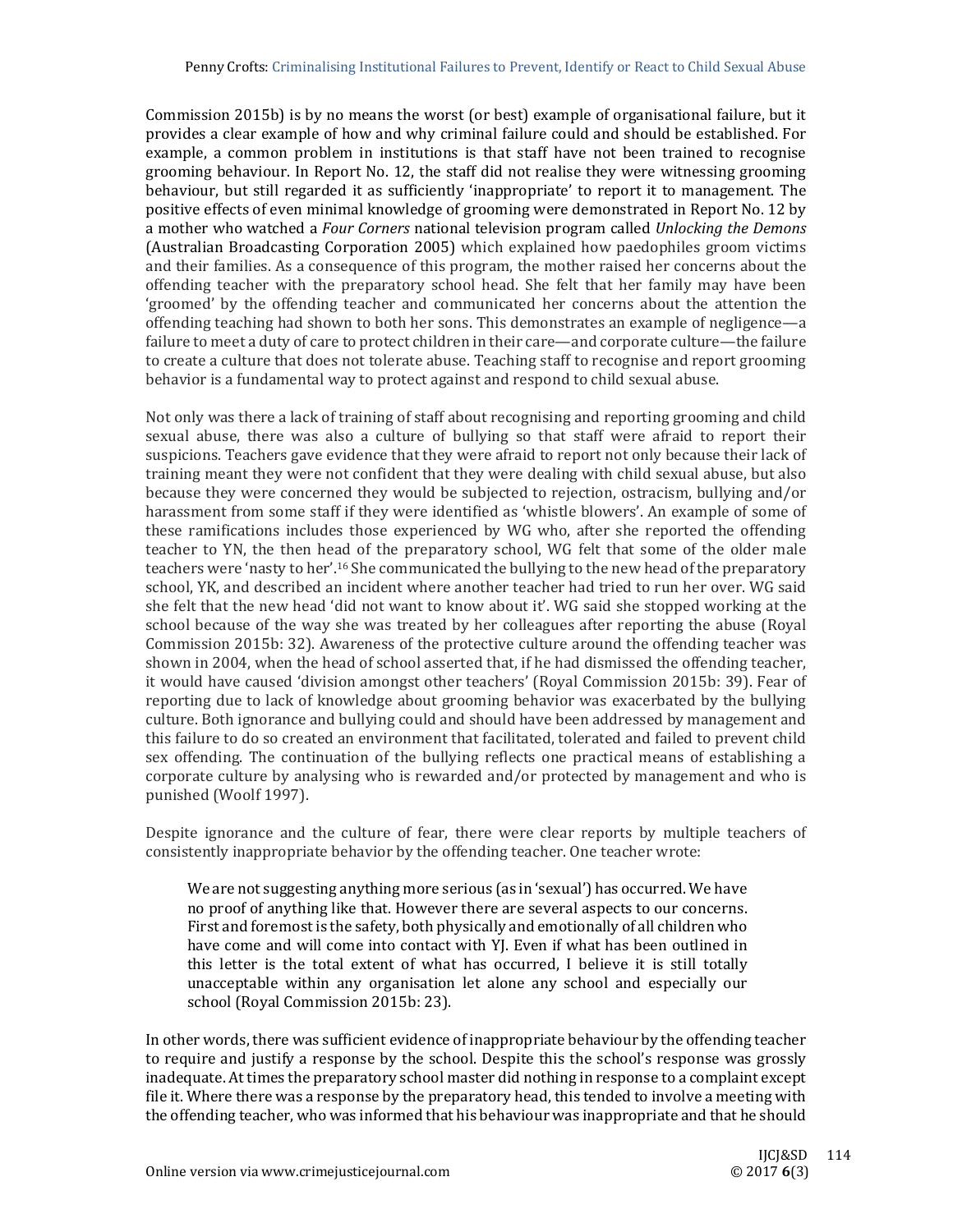Commission 2015b) is by no means the worst (or best) example of organisational failure, but it provides a clear example of how and why criminal failure could and should be established. For example, a common problem in institutions is that staff have not been trained to recognise grooming behaviour. In Report No. 12, the staff did not realise they were witnessing grooming behaviour, but still regarded it as sufficiently 'inappropriate' to report it to management. The positive effects of even minimal knowledge of grooming were demonstrated in Report No. 12 by a mother who watched a *Four Corners* national television program called *Unlocking the Demons* (Australian Broadcasting Corporation 2005) which explained how paedophiles groom victims and their families. As a consequence of this program, the mother raised her concerns about the offending teacher with the preparatory school head. She felt that her family may have been 'groomed' by the offending teacher and communicated her concerns about the attention the offending teaching had shown to both her sons. This demonstrates an example of negligence—a failure to meet a duty of care to protect children in their care—and corporate culture—the failure to create a culture that does not tolerate abuse. Teaching staff to recognise and report grooming behavior is a fundamental way to protect against and respond to child sexual abuse.

Not only was there a lack of training of staff about recognising and reporting grooming and child sexual abuse, there was also a culture of bullying so that staff were afraid to report their suspicions. Teachers gave evidence that they were afraid to report not only because their lack of training meant they were not confident that they were dealing with child sexual abuse, but also because they were concerned they would be subjected to rejection, ostracism, bullying and/or harassment from some staff if they were identified as 'whistle blowers'. An example of some of these ramifications includes those experienced by WG who, after she reported the offending teacher to YN, the then head of the preparatory school, WG felt that some of the older male teachers were 'nasty to her'.[16] She communicated the bullying to the new head of the preparatory school, YK, and described an incident where another teacher had tried to run her over. WG said she felt that the new head 'did not want to know about it'. WG said she stopped working at the school because of the way she was treated by her colleagues after reporting the abuse (Royal Commission 2015b: 32). Awareness of the protective culture around the offending teacher was shown in 2004, when the head of school asserted that, if he had dismissed the offending teacher, it would have caused 'division amongst other teachers' (Royal Commission 2015b: 39). Fear of reporting due to lack of knowledge about grooming behavior was exacerbated by the bullying culture. Both ignorance and bullying could and should have been addressed by management and this failure to do so created an environment that facilitated, tolerated and failed to prevent child sex offending. The continuation of the bullying reflects one practical means of establishing a corporate culture by analysing who is rewarded and/or protected by management and who is punished (Woolf 1997).

Despite ignorance and the culture of fear, there were clear reports by multiple teachers of consistently inappropriate behavior by the offending teacher. One teacher wrote:

> We are not suggesting anything more serious (as in 'sexual') has occurred. We have no proof of anything like that. However there are several aspects to our concerns. First and foremost is the safety, both physically and emotionally of all children who have come and will come into contact with YJ. Even if what has been outlined in this letter is the total extent of what has occurred, I believe it is still totally unacceptable within any organisation let alone any school and especially our school (Royal Commission 2015b: 23).

In other words, there was sufficient evidence of inappropriate behaviour by the offending teacher to require and justify a response by the school. Despite this the school's response was grossly inadequate. At times the preparatory school master did nothing in response to a complaint except file it. Where there was a response by the preparatory head, this tended to involve a meeting with the offending teacher, who was informed that his behaviour was inappropriate and that he should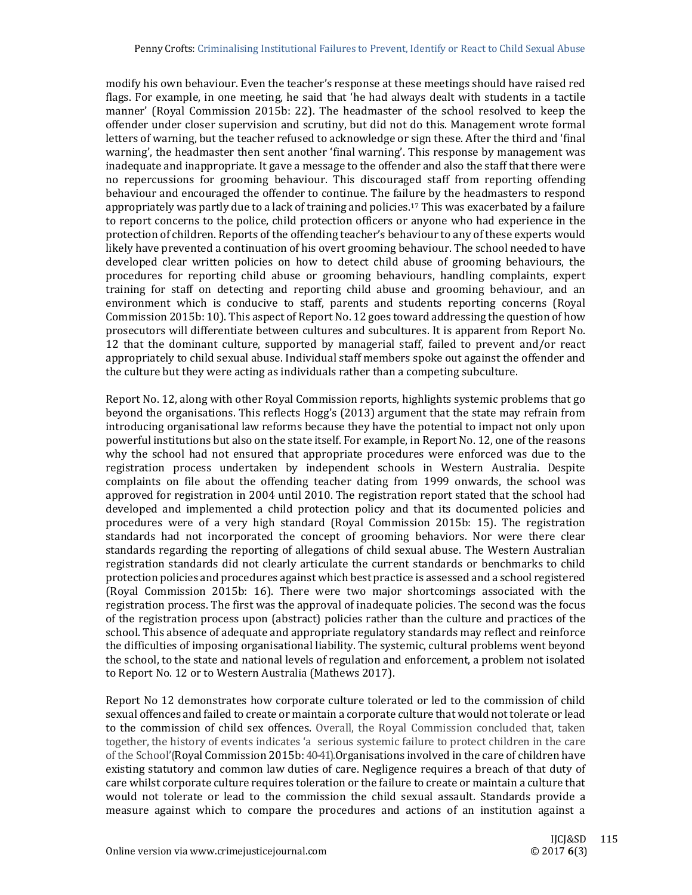modify his own behaviour. Even the teacher's response at these meetings should have raised red flags. For example, in one meeting, he said that 'he had always dealt with students in a tactile manner' (Royal Commission 2015b: 22). The headmaster of the school resolved to keep the offender under closer supervision and scrutiny, but did not do this. Management wrote formal letters of warning, but the teacher refused to acknowledge or sign these. After the third and 'final warning', the headmaster then sent another 'final warning'. This response by management was inadequate and inappropriate. It gave a message to the offender and also the staff that there were no repercussions for grooming behaviour. This discouraged staff from reporting offending behaviour and encouraged the offender to continue. The failure by the headmasters to respond appropriately was partly due to a lack of training and policies.[17] This was exacerbated by a failure to report concerns to the police, child protection officers or anyone who had experience in the protection of children. Reports of the offending teacher's behaviour to any of these experts would likely have prevented a continuation of his overt grooming behaviour. The school needed to have developed clear written policies on how to detect child abuse of grooming behaviours, the procedures for reporting child abuse or grooming behaviours, handling complaints, expert training for staff on detecting and reporting child abuse and grooming behaviour, and an environment which is conducive to staff, parents and students reporting concerns (Royal Commission 2015b: 10). This aspect of Report No. 12 goes toward addressing the question of how prosecutors will differentiate between cultures and subcultures. It is apparent from Report No. 12 that the dominant culture, supported by managerial staff, failed to prevent and/or react appropriately to child sexual abuse. Individual staff members spoke out against the offender and the culture but they were acting as individuals rather than a competing subculture.

Report No. 12, along with other Royal Commission reports, highlights systemic problems that go beyond the organisations. This reflects Hogg's (2013) argument that the state may refrain from introducing organisational law reforms because they have the potential to impact not only upon powerful institutions but also on the state itself. For example, in Report No. 12, one of the reasons why the school had not ensured that appropriate procedures were enforced was due to the registration process undertaken by independent schools in Western Australia. Despite complaints on file about the offending teacher dating from 1999 onwards, the school was approved for registration in 2004 until 2010. The registration report stated that the school had developed and implemented a child protection policy and that its documented policies and procedures were of a very high standard (Royal Commission 2015b: 15). The registration standards had not incorporated the concept of grooming behaviors. Nor were there clear standards regarding the reporting of allegations of child sexual abuse. The Western Australian registration standards did not clearly articulate the current standards or benchmarks to child protection policies and procedures against which best practice is assessed and a school registered (Royal Commission 2015b: 16). There were two major shortcomings associated with the registration process. The first was the approval of inadequate policies. The second was the focus of the registration process upon (abstract) policies rather than the culture and practices of the school. This absence of adequate and appropriate regulatory standards may reflect and reinforce the difficulties of imposing organisational liability. The systemic, cultural problems went beyond the school, to the state and national levels of regulation and enforcement, a problem not isolated to Report No. 12 or to Western Australia (Mathews 2017).

Report No 12 demonstrates how corporate culture tolerated or led to the commission of child sexual offences and failed to create or maintain a corporate culture that would not tolerate or lead to the commission of child sex offences. Overall, the Royal Commission concluded that, taken together, the history of events indicates 'a serious systemic failure to protect children in the care of the School'(Royal Commission 2015b: 40-41).Organisations involved in the care of children have existing statutory and common law duties of care. Negligence requires a breach of that duty of care whilst corporate culture requires toleration or the failure to create or maintain a culture that would not tolerate or lead to the commission the child sexual assault. Standards provide a measure against which to compare the procedures and actions of an institution against a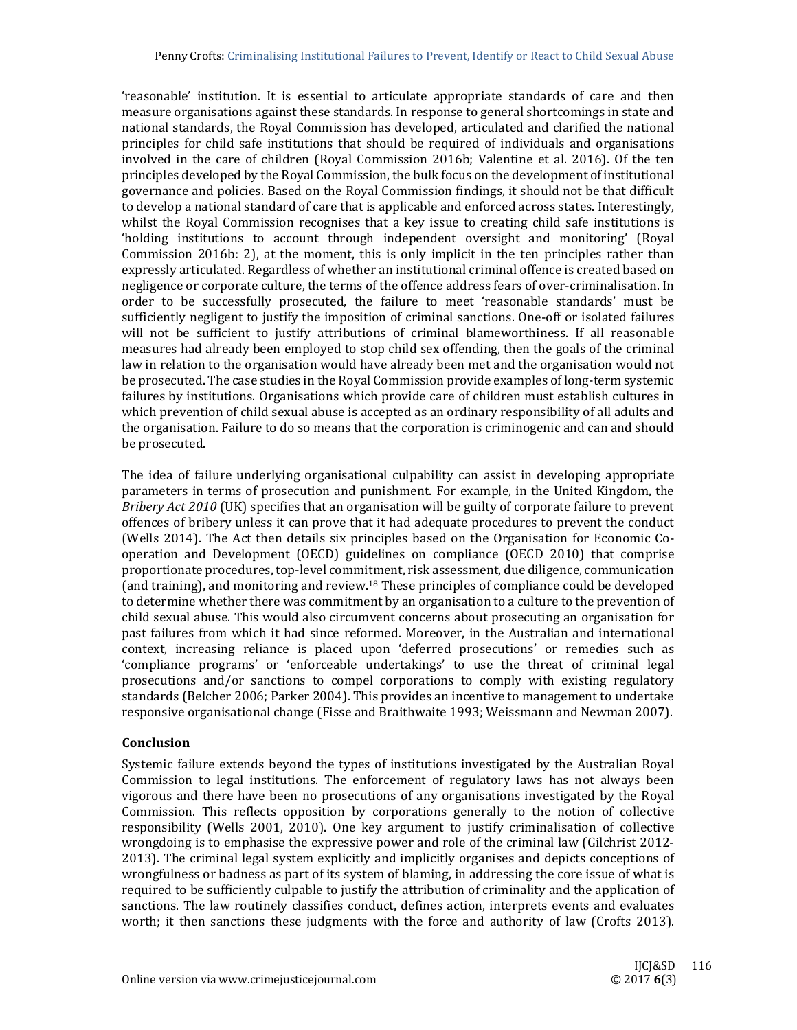'reasonable' institution. It is essential to articulate appropriate standards of care and then measure organisations against these standards. In response to general shortcomings in state and national standards, the Royal Commission has developed, articulated and clarified the national principles for child safe institutions that should be required of individuals and organisations involved in the care of children (Royal Commission 2016b; Valentine et al. 2016). Of the ten principles developed by the Royal Commission, the bulk focus on the development of institutional governance and policies. Based on the Royal Commission findings, it should not be that difficult to develop a national standard of care that is applicable and enforced across states. Interestingly, whilst the Royal Commission recognises that a key issue to creating child safe institutions is 'holding institutions to account through independent oversight and monitoring' (Royal Commission 2016b: 2), at the moment, this is only implicit in the ten principles rather than expressly articulated. Regardless of whether an institutional criminal offence is created based on negligence or corporate culture, the terms of the offence address fears of over-criminalisation. In order to be successfully prosecuted, the failure to meet 'reasonable standards' must be sufficiently negligent to justify the imposition of criminal sanctions. One-off or isolated failures will not be sufficient to justify attributions of criminal blameworthiness. If all reasonable measures had already been employed to stop child sex offending, then the goals of the criminal law in relation to the organisation would have already been met and the organisation would not be prosecuted. The case studies in the Royal Commission provide examples of long-term systemic failures by institutions. Organisations which provide care of children must establish cultures in which prevention of child sexual abuse is accepted as an ordinary responsibility of all adults and the organisation. Failure to do so means that the corporation is criminogenic and can and should be prosecuted.

The idea of failure underlying organisational culpability can assist in developing appropriate parameters in terms of prosecution and punishment. For example, in the United Kingdom, the *Bribery Act 2010* (UK) specifies that an organisation will be guilty of corporate failure to prevent offences of bribery unless it can prove that it had adequate procedures to prevent the conduct (Wells 2014). The Act then details six principles based on the Organisation for Economic Co-operation and Development (OECD) guidelines on compliance (OECD 2010) that comprise proportionate procedures, top-level commitment, risk assessment, due diligence, communication (and training), and monitoring and review.[18] These principles of compliance could be developed to determine whether there was commitment by an organisation to a culture to the prevention of child sexual abuse. This would also circumvent concerns about prosecuting an organisation for past failures from which it had since reformed. Moreover, in the Australian and international context, increasing reliance is placed upon 'deferred prosecutions' or remedies such as 'compliance programs' or 'enforceable undertakings' to use the threat of criminal legal prosecutions and/or sanctions to compel corporations to comply with existing regulatory standards (Belcher 2006; Parker 2004). This provides an incentive to management to undertake responsive organisational change (Fisse and Braithwaite 1993; Weissmann and Newman 2007).

## Conclusion

Systemic failure extends beyond the types of institutions investigated by the Australian Royal Commission to legal institutions. The enforcement of regulatory laws has not always been vigorous and there have been no prosecutions of any organisations investigated by the Royal Commission. This reflects opposition by corporations generally to the notion of collective responsibility (Wells 2001, 2010). One key argument to justify criminalisation of collective wrongdoing is to emphasise the expressive power and role of the criminal law (Gilchrist 2012-2013). The criminal legal system explicitly and implicitly organises and depicts conceptions of wrongfulness or badness as part of its system of blaming, in addressing the core issue of what is required to be sufficiently culpable to justify the attribution of criminality and the application of sanctions. The law routinely classifies conduct, defines action, interprets events and evaluates worth; it then sanctions these judgments with the force and authority of law (Crofts 2013).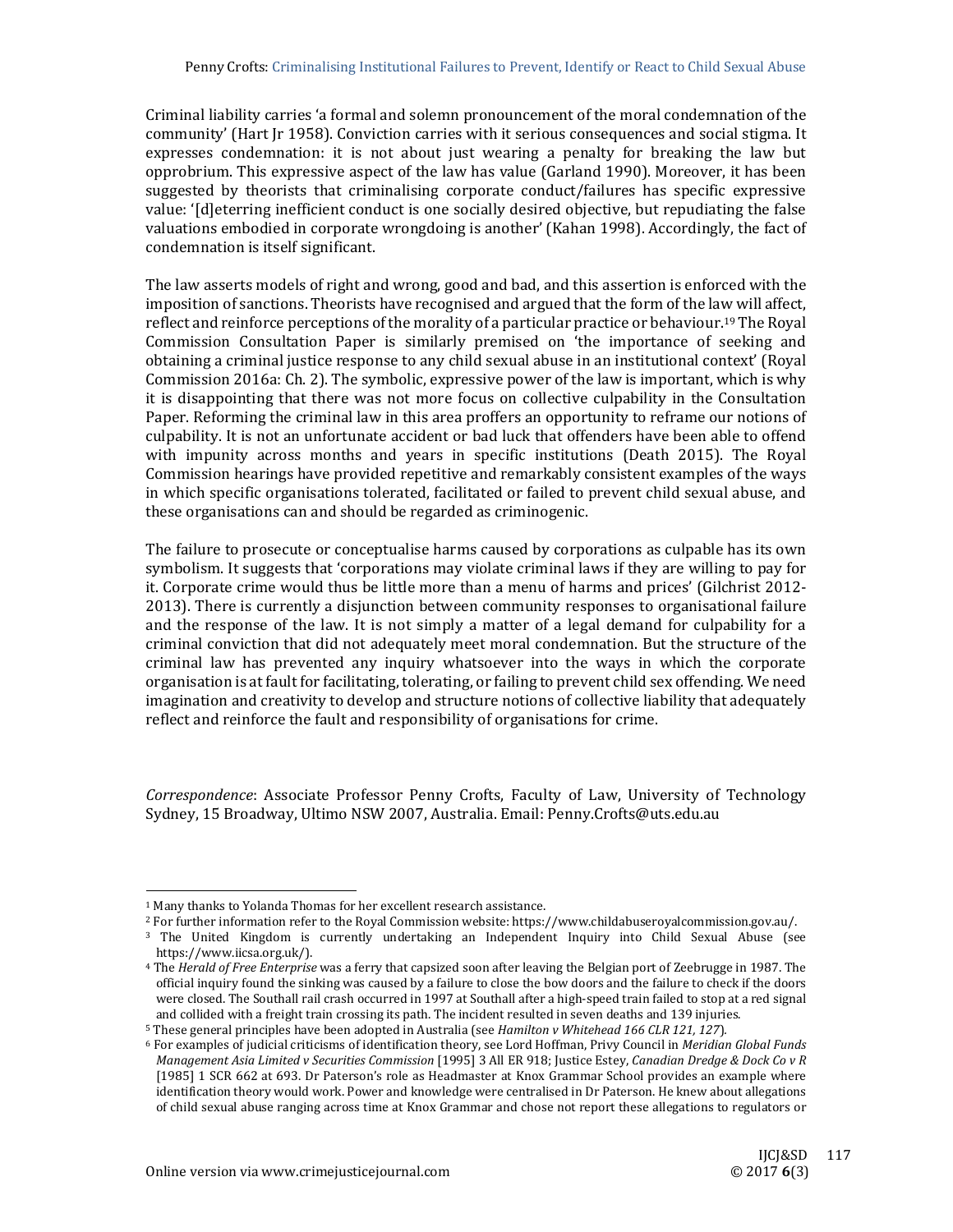Criminal liability carries 'a formal and solemn pronouncement of the moral condemnation of the community' (Hart Jr 1958). Conviction carries with it serious consequences and social stigma. It expresses condemnation: it is not about just wearing a penalty for breaking the law but opprobrium. This expressive aspect of the law has value (Garland 1990). Moreover, it has been suggested by theorists that criminalising corporate conduct/failures has specific expressive value: '[d]eterring inefficient conduct is one socially desired objective, but repudiating the false valuations embodied in corporate wrongdoing is another' (Kahan 1998). Accordingly, the fact of condemnation is itself significant.

The law asserts models of right and wrong, good and bad, and this assertion is enforced with the imposition of sanctions. Theorists have recognised and argued that the form of the law will affect, reflect and reinforce perceptions of the morality of a particular practice or behaviour.[19] The Royal Commission Consultation Paper is similarly premised on 'the importance of seeking and obtaining a criminal justice response to any child sexual abuse in an institutional context' (Royal Commission 2016a: Ch. 2). The symbolic, expressive power of the law is important, which is why it is disappointing that there was not more focus on collective culpability in the Consultation Paper. Reforming the criminal law in this area proffers an opportunity to reframe our notions of culpability. It is not an unfortunate accident or bad luck that offenders have been able to offend with impunity across months and years in specific institutions (Death 2015). The Royal Commission hearings have provided repetitive and remarkably consistent examples of the ways in which specific organisations tolerated, facilitated or failed to prevent child sexual abuse, and these organisations can and should be regarded as criminogenic.

The failure to prosecute or conceptualise harms caused by corporations as culpable has its own symbolism. It suggests that 'corporations may violate criminal laws if they are willing to pay for it. Corporate crime would thus be little more than a menu of harms and prices' (Gilchrist 2012-2013). There is currently a disjunction between community responses to organisational failure and the response of the law. It is not simply a matter of a legal demand for culpability for a criminal conviction that did not adequately meet moral condemnation. But the structure of the criminal law has prevented any inquiry whatsoever into the ways in which the corporate organisation is at fault for facilitating, tolerating, or failing to prevent child sex offending. We need imagination and creativity to develop and structure notions of collective liability that adequately reflect and reinforce the fault and responsibility of organisations for crime.

*Correspondence*: Associate Professor Penny Crofts, Faculty of Law, University of Technology Sydney, 15 Broadway, Ultimo NSW 2007, Australia. Email: Penny.Crofts@uts.edu.au

---

[1] Many thanks to Yolanda Thomas for her excellent research assistance.

[2] For further information refer to the Royal Commission website: https://www.childabuseroyalcommission.gov.au/.

[3] The United Kingdom is currently undertaking an Independent Inquiry into Child Sexual Abuse (see https://www.iicsa.org.uk/).

[4] The *Herald of Free Enterprise* was a ferry that capsized soon after leaving the Belgian port of Zeebrugge in 1987. The official inquiry found the sinking was caused by a failure to close the bow doors and the failure to check if the doors were closed. The Southall rail crash occurred in 1997 at Southall after a high-speed train failed to stop at a red signal and collided with a freight train crossing its path. The incident resulted in seven deaths and 139 injuries.

[5] These general principles have been adopted in Australia (see *Hamilton v Whitehead 166 CLR 121, 127*).

[6] For examples of judicial criticisms of identification theory, see Lord Hoffman, Privy Council in *Meridian Global Funds Management Asia Limited v Securities Commission* [1995] 3 All ER 918; Justice Estey, *Canadian Dredge & Dock Co v R* [1985] 1 SCR 662 at 693. Dr Paterson's role as Headmaster at Knox Grammar School provides an example where identification theory would work. Power and knowledge were centralised in Dr Paterson. He knew about allegations of child sexual abuse ranging across time at Knox Grammar and chose not report these allegations to regulators or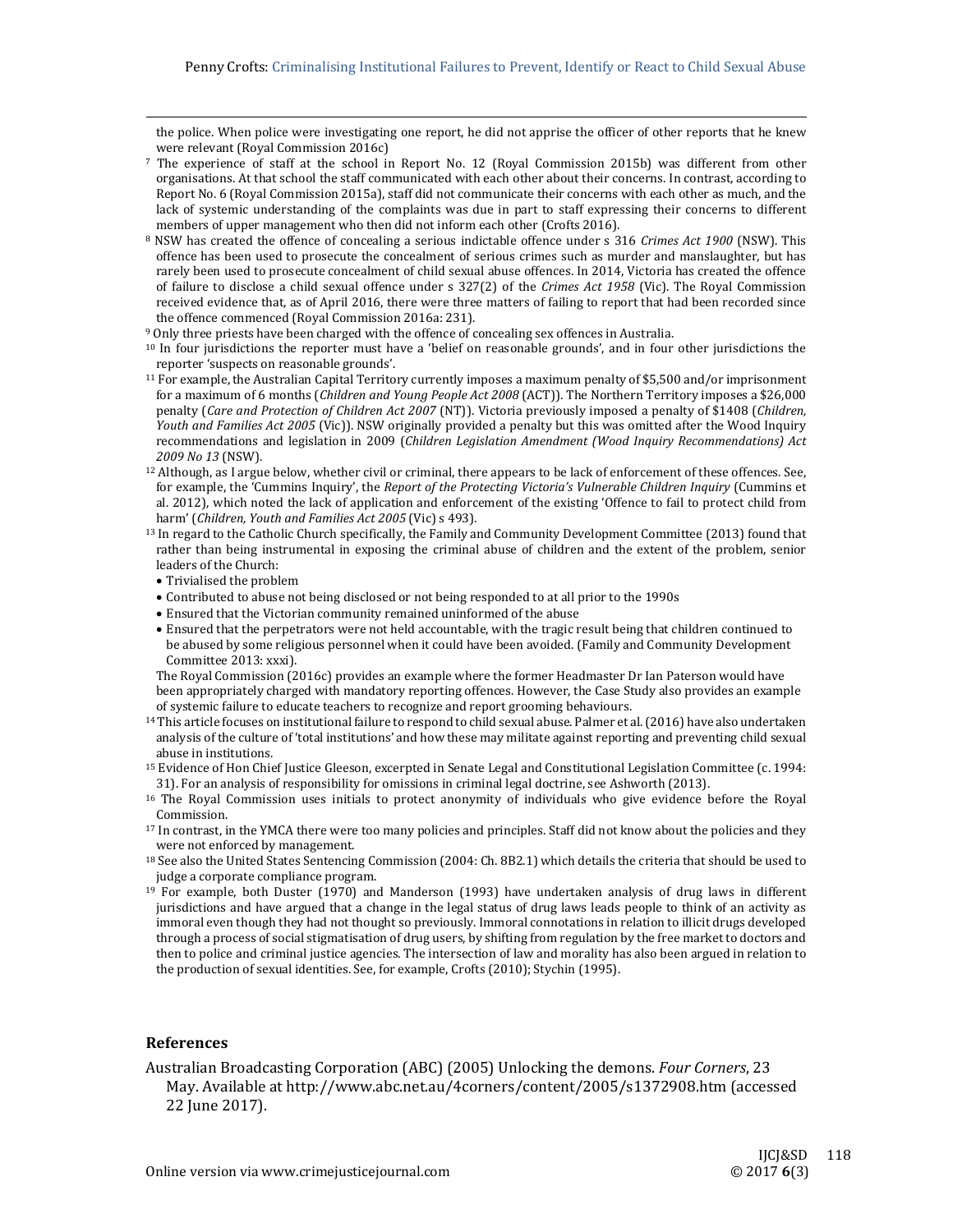the police. When police were investigating one report, he did not apprise the officer of other reports that he knew were relevant (Royal Commission 2016c)

[7] The experience of staff at the school in Report No. 12 (Royal Commission 2015b) was different from other organisations. At that school the staff communicated with each other about their concerns. In contrast, according to Report No. 6 (Royal Commission 2015a), staff did not communicate their concerns with each other as much, and the lack of systemic understanding of the complaints was due in part to staff expressing their concerns to different members of upper management who then did not inform each other (Crofts 2016).

[8] NSW has created the offence of concealing a serious indictable offence under s 316 *Crimes Act 1900* (NSW). This offence has been used to prosecute the concealment of serious crimes such as murder and manslaughter, but has rarely been used to prosecute concealment of child sexual abuse offences. In 2014, Victoria has created the offence of failure to disclose a child sexual offence under s 327(2) of the *Crimes Act 1958* (Vic). The Royal Commission received evidence that, as of April 2016, there were three matters of failing to report that had been recorded since the offence commenced (Royal Commission 2016a: 231).

[9] Only three priests have been charged with the offence of concealing sex offences in Australia.

[10] In four jurisdictions the reporter must have a 'belief on reasonable grounds', and in four other jurisdictions the reporter 'suspects on reasonable grounds'.

[11] For example, the Australian Capital Territory currently imposes a maximum penalty of $5,500 and/or imprisonment for a maximum of 6 months (*Children and Young People Act 2008* (ACT)). The Northern Territory imposes a $26,000 penalty (*Care and Protection of Children Act 2007* (NT)). Victoria previously imposed a penalty of $1408 (*Children, Youth and Families Act 2005* (Vic)). NSW originally provided a penalty but this was omitted after the Wood Inquiry recommendations and legislation in 2009 (*Children Legislation Amendment (Wood Inquiry Recommendations) Act 2009 No 13* (NSW).

[12] Although, as I argue below, whether civil or criminal, there appears to be lack of enforcement of these offences. See, for example, the 'Cummins Inquiry', the *Report of the Protecting Victoria's Vulnerable Children Inquiry* (Cummins et al. 2012), which noted the lack of application and enforcement of the existing 'Offence to fail to protect child from harm' (*Children, Youth and Families Act 2005* (Vic) s 493).

[13] In regard to the Catholic Church specifically, the Family and Community Development Committee (2013) found that rather than being instrumental in exposing the criminal abuse of children and the extent of the problem, senior leaders of the Church:

- Trivialised the problem
- Contributed to abuse not being disclosed or not being responded to at all prior to the 1990s
- Ensured that the Victorian community remained uninformed of the abuse
- Ensured that the perpetrators were not held accountable, with the tragic result being that children continued to be abused by some religious personnel when it could have been avoided. (Family and Community Development Committee 2013: xxxi).

The Royal Commission (2016c) provides an example where the former Headmaster Dr Ian Paterson would have been appropriately charged with mandatory reporting offences. However, the Case Study also provides an example of systemic failure to educate teachers to recognize and report grooming behaviours.

[14] This article focuses on institutional failure to respond to child sexual abuse. Palmer et al. (2016) have also undertaken analysis of the culture of 'total institutions' and how these may militate against reporting and preventing child sexual abuse in institutions.

[15] Evidence of Hon Chief Justice Gleeson, excerpted in Senate Legal and Constitutional Legislation Committee (c. 1994: 31). For an analysis of responsibility for omissions in criminal legal doctrine, see Ashworth (2013).

[16] The Royal Commission uses initials to protect anonymity of individuals who give evidence before the Royal Commission.

[17] In contrast, in the YMCA there were too many policies and principles. Staff did not know about the policies and they were not enforced by management.

[18] See also the United States Sentencing Commission (2004: Ch. 8B2.1) which details the criteria that should be used to judge a corporate compliance program.

[19] For example, both Duster (1970) and Manderson (1993) have undertaken analysis of drug laws in different jurisdictions and have argued that a change in the legal status of drug laws leads people to think of an activity as immoral even though they had not thought so previously. Immoral connotations in relation to illicit drugs developed through a process of social stigmatisation of drug users, by shifting from regulation by the free market to doctors and then to police and criminal justice agencies. The intersection of law and morality has also been argued in relation to the production of sexual identities. See, for example, Crofts (2010); Stychin (1995).

## References

Australian Broadcasting Corporation (ABC) (2005) Unlocking the demons. *Four Corners*, 23 May. Available at http://www.abc.net.au/4corners/content/2005/s1372908.htm (accessed 22 June 2017).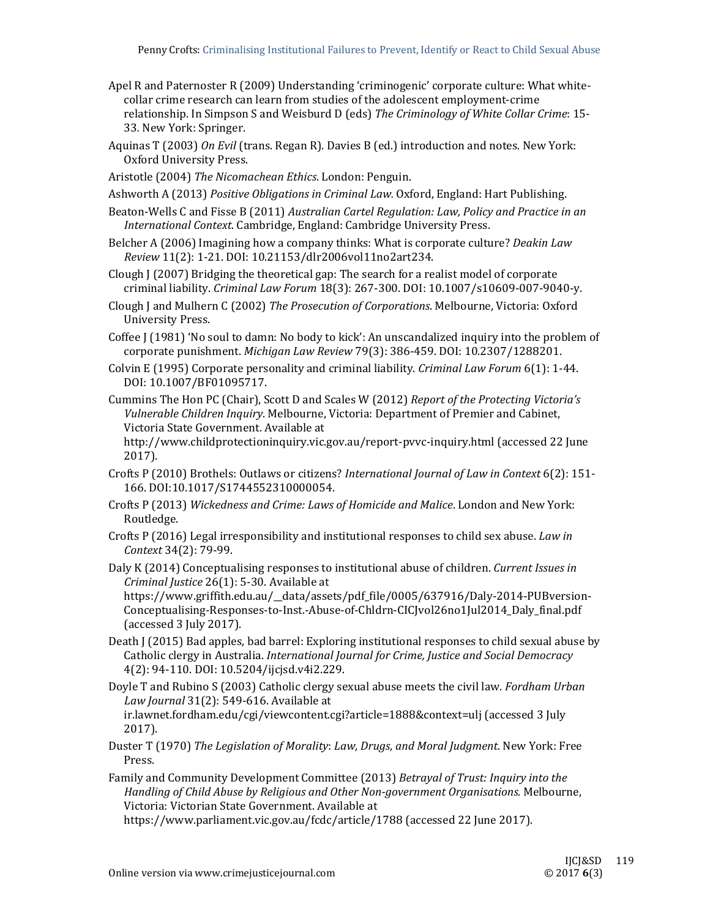Apel R and Paternoster R (2009) Understanding 'criminogenic' corporate culture: What white-collar crime research can learn from studies of the adolescent employment-crime relationship. In Simpson S and Weisburd D (eds) *The Criminology of White Collar Crime*: 15-33. New York: Springer.

Aquinas T (2003) *On Evil* (trans. Regan R). Davies B (ed.) introduction and notes. New York: Oxford University Press.

Aristotle (2004) *The Nicomachean Ethics*. London: Penguin.

Ashworth A (2013) *Positive Obligations in Criminal Law*. Oxford, England: Hart Publishing.

Beaton-Wells C and Fisse B (2011) *Australian Cartel Regulation: Law, Policy and Practice in an International Context*. Cambridge, England: Cambridge University Press.

Belcher A (2006) Imagining how a company thinks: What is corporate culture? *Deakin Law Review* 11(2): 1-21. DOI: 10.21153/dlr2006vol11no2art234.

Clough J (2007) Bridging the theoretical gap: The search for a realist model of corporate criminal liability. *Criminal Law Forum* 18(3): 267-300. DOI: 10.1007/s10609-007-9040-y.

Clough J and Mulhern C (2002) *The Prosecution of Corporations*. Melbourne, Victoria: Oxford University Press.

Coffee J (1981) 'No soul to damn: No body to kick': An unscandalized inquiry into the problem of corporate punishment. *Michigan Law Review* 79(3): 386-459. DOI: 10.2307/1288201.

Colvin E (1995) Corporate personality and criminal liability. *Criminal Law Forum* 6(1): 1-44. DOI: 10.1007/BF01095717.

Cummins The Hon PC (Chair), Scott D and Scales W (2012) *Report of the Protecting Victoria's Vulnerable Children Inquiry*. Melbourne, Victoria: Department of Premier and Cabinet, Victoria State Government. Available at http://www.childprotectioninquiry.vic.gov.au/report-pvvc-inquiry.html (accessed 22 June 2017).

Crofts P (2010) Brothels: Outlaws or citizens? *International Journal of Law in Context* 6(2): 151-166. DOI:10.1017/S1744552310000054.

Crofts P (2013) *Wickedness and Crime: Laws of Homicide and Malice*. London and New York: Routledge.

Crofts P (2016) Legal irresponsibility and institutional responses to child sex abuse. *Law in Context* 34(2): 79-99.

Daly K (2014) Conceptualising responses to institutional abuse of children. *Current Issues in Criminal Justice* 26(1): 5-30. Available at https://www.griffith.edu.au/__data/assets/pdf_file/0005/637916/Daly-2014-PUBversion-Conceptualising-Responses-to-Inst.-Abuse-of-Chldrn-CICJvol26no1Jul2014_Daly_final.pdf (accessed 3 July 2017).

Death J (2015) Bad apples, bad barrel: Exploring institutional responses to child sexual abuse by Catholic clergy in Australia. *International Journal for Crime, Justice and Social Democracy* 4(2): 94-110. DOI: 10.5204/ijcjsd.v4i2.229.

Doyle T and Rubino S (2003) Catholic clergy sexual abuse meets the civil law. *Fordham Urban Law Journal* 31(2): 549-616. Available at ir.lawnet.fordham.edu/cgi/viewcontent.cgi?article=1888&context=ulj (accessed 3 July 2017).

Duster T (1970) *The Legislation of Morality*: *Law, Drugs, and Moral Judgment*. New York: Free Press.

Family and Community Development Committee (2013) *Betrayal of Trust: Inquiry into the Handling of Child Abuse by Religious and Other Non-government Organisations*. Melbourne, Victoria: Victorian State Government. Available at https://www.parliament.vic.gov.au/fcdc/article/1788 (accessed 22 June 2017).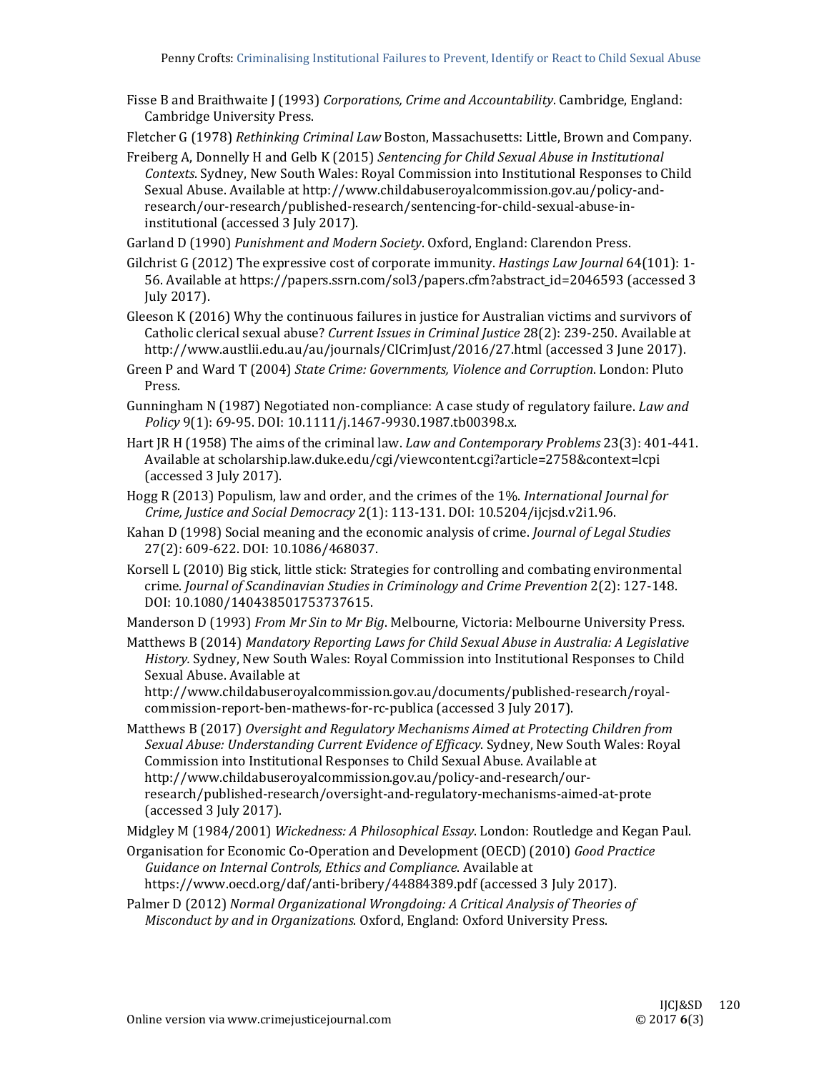Fisse B and Braithwaite J (1993) *Corporations, Crime and Accountability*. Cambridge, England: Cambridge University Press.

Fletcher G (1978) *Rethinking Criminal Law* Boston, Massachusetts: Little, Brown and Company.

Freiberg A, Donnelly H and Gelb K (2015) *Sentencing for Child Sexual Abuse in Institutional Contexts*. Sydney, New South Wales: Royal Commission into Institutional Responses to Child Sexual Abuse. Available at http://www.childabuseroyalcommission.gov.au/policy-and-research/our-research/published-research/sentencing-for-child-sexual-abuse-in-institutional (accessed 3 July 2017).

Garland D (1990) *Punishment and Modern Society*. Oxford, England: Clarendon Press.

Gilchrist G (2012) The expressive cost of corporate immunity. *Hastings Law Journal* 64(101): 1-56. Available at https://papers.ssrn.com/sol3/papers.cfm?abstract_id=2046593 (accessed 3 July 2017).

Gleeson K (2016) Why the continuous failures in justice for Australian victims and survivors of Catholic clerical sexual abuse? *Current Issues in Criminal Justice* 28(2): 239-250. Available at http://www.austlii.edu.au/au/journals/CICrimJust/2016/27.html (accessed 3 June 2017).

Green P and Ward T (2004) *State Crime: Governments, Violence and Corruption*. London: Pluto Press.

Gunningham N (1987) Negotiated non-compliance: A case study of regulatory failure. *Law and Policy* 9(1): 69-95. DOI: 10.1111/j.1467-9930.1987.tb00398.x.

Hart JR H (1958) The aims of the criminal law. *Law and Contemporary Problems* 23(3): 401-441. Available at scholarship.law.duke.edu/cgi/viewcontent.cgi?article=2758&context=lcpi (accessed 3 July 2017).

Hogg R (2013) Populism, law and order, and the crimes of the 1%. *International Journal for Crime, Justice and Social Democracy* 2(1): 113-131. DOI: 10.5204/ijcjsd.v2i1.96.

Kahan D (1998) Social meaning and the economic analysis of crime. *Journal of Legal Studies* 27(2): 609-622. DOI: 10.1086/468037.

Korsell L (2010) Big stick, little stick: Strategies for controlling and combating environmental crime. *Journal of Scandinavian Studies in Criminology and Crime Prevention* 2(2): 127-148. DOI: 10.1080/140438501753737615.

Manderson D (1993) *From Mr Sin to Mr Big*. Melbourne, Victoria: Melbourne University Press.

Matthews B (2014) *Mandatory Reporting Laws for Child Sexual Abuse in Australia: A Legislative History.* Sydney, New South Wales: Royal Commission into Institutional Responses to Child Sexual Abuse. Available at http://www.childabuseroyalcommission.gov.au/documents/published-research/royal-commission-report-ben-mathews-for-rc-publica (accessed 3 July 2017).

Matthews B (2017) *Oversight and Regulatory Mechanisms Aimed at Protecting Children from Sexual Abuse: Understanding Current Evidence of Efficacy.* Sydney, New South Wales: Royal Commission into Institutional Responses to Child Sexual Abuse. Available at http://www.childabuseroyalcommission.gov.au/policy-and-research/our-research/published-research/oversight-and-regulatory-mechanisms-aimed-at-prote (accessed 3 July 2017).

Midgley M (1984/2001) *Wickedness: A Philosophical Essay*. London: Routledge and Kegan Paul.

Organisation for Economic Co-Operation and Development (OECD) (2010) *Good Practice Guidance on Internal Controls, Ethics and Compliance*. Available at https://www.oecd.org/daf/anti-bribery/44884389.pdf (accessed 3 July 2017).

Palmer D (2012) *Normal Organizational Wrongdoing: A Critical Analysis of Theories of Misconduct by and in Organizations*. Oxford, England: Oxford University Press.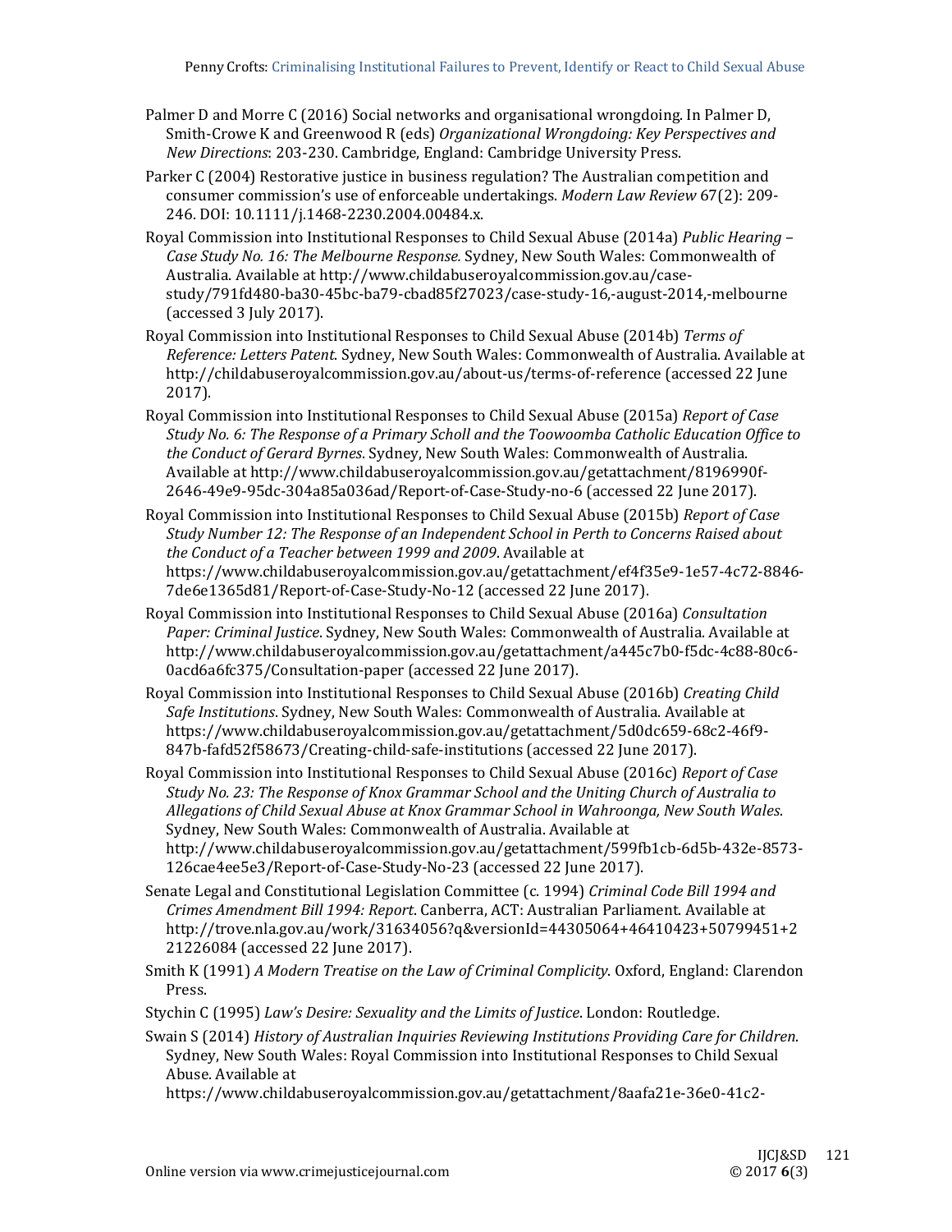Palmer D and Morre C (2016) Social networks and organisational wrongdoing. In Palmer D, Smith-Crowe K and Greenwood R (eds) *Organizational Wrongdoing: Key Perspectives and New Directions*: 203-230. Cambridge, England: Cambridge University Press.

Parker C (2004) Restorative justice in business regulation? The Australian competition and consumer commission's use of enforceable undertakings. *Modern Law Review* 67(2): 209-246. DOI: 10.1111/j.1468-2230.2004.00484.x.

Royal Commission into Institutional Responses to Child Sexual Abuse (2014a) *Public Hearing – Case Study No. 16: The Melbourne Response.* Sydney, New South Wales: Commonwealth of Australia. Available at http://www.childabuseroyalcommission.gov.au/case-study/791fd480-ba30-45bc-ba79-cbad85f27023/case-study-16,-august-2014,-melbourne (accessed 3 July 2017).

Royal Commission into Institutional Responses to Child Sexual Abuse (2014b) *Terms of Reference: Letters Patent*. Sydney, New South Wales: Commonwealth of Australia. Available at http://childabuseroyalcommission.gov.au/about-us/terms-of-reference (accessed 22 June 2017).

Royal Commission into Institutional Responses to Child Sexual Abuse (2015a) *Report of Case Study No. 6: The Response of a Primary Scholl and the Toowoomba Catholic Education Office to the Conduct of Gerard Byrnes*. Sydney, New South Wales: Commonwealth of Australia. Available at http://www.childabuseroyalcommission.gov.au/getattachment/8196990f-2646-49e9-95dc-304a85a036ad/Report-of-Case-Study-no-6 (accessed 22 June 2017).

Royal Commission into Institutional Responses to Child Sexual Abuse (2015b) *Report of Case Study Number 12: The Response of an Independent School in Perth to Concerns Raised about the Conduct of a Teacher between 1999 and 2009*. Available at https://www.childabuseroyalcommission.gov.au/getattachment/ef4f35e9-1e57-4c72-8846-7de6e1365d81/Report-of-Case-Study-No-12 (accessed 22 June 2017).

Royal Commission into Institutional Responses to Child Sexual Abuse (2016a) *Consultation Paper: Criminal Justice*. Sydney, New South Wales: Commonwealth of Australia. Available at http://www.childabuseroyalcommission.gov.au/getattachment/a445c7b0-f5dc-4c88-80c6-0acd6a6fc375/Consultation-paper (accessed 22 June 2017).

Royal Commission into Institutional Responses to Child Sexual Abuse (2016b) *Creating Child Safe Institutions*. Sydney, New South Wales: Commonwealth of Australia. Available at https://www.childabuseroyalcommission.gov.au/getattachment/5d0dc659-68c2-46f9-847b-fafd52f58673/Creating-child-safe-institutions (accessed 22 June 2017).

Royal Commission into Institutional Responses to Child Sexual Abuse (2016c) *Report of Case Study No. 23: The Response of Knox Grammar School and the Uniting Church of Australia to Allegations of Child Sexual Abuse at Knox Grammar School in Wahroonga, New South Wales*. Sydney, New South Wales: Commonwealth of Australia. Available at http://www.childabuseroyalcommission.gov.au/getattachment/599fb1cb-6d5b-432e-8573-126cae4ee5e3/Report-of-Case-Study-No-23 (accessed 22 June 2017).

Senate Legal and Constitutional Legislation Committee (c. 1994) *Criminal Code Bill 1994 and Crimes Amendment Bill 1994: Report*. Canberra, ACT: Australian Parliament. Available at http://trove.nla.gov.au/work/31634056?q&versionId=44305064+46410423+50799451+221226084 (accessed 22 June 2017).

Smith K (1991) *A Modern Treatise on the Law of Criminal Complicity*. Oxford, England: Clarendon Press.

Stychin C (1995) *Law's Desire: Sexuality and the Limits of Justice*. London: Routledge.

Swain S (2014) *History of Australian Inquiries Reviewing Institutions Providing Care for Children*. Sydney, New South Wales: Royal Commission into Institutional Responses to Child Sexual Abuse. Available at https://www.childabuseroyalcommission.gov.au/getattachment/8aafa21e-36e0-41c2-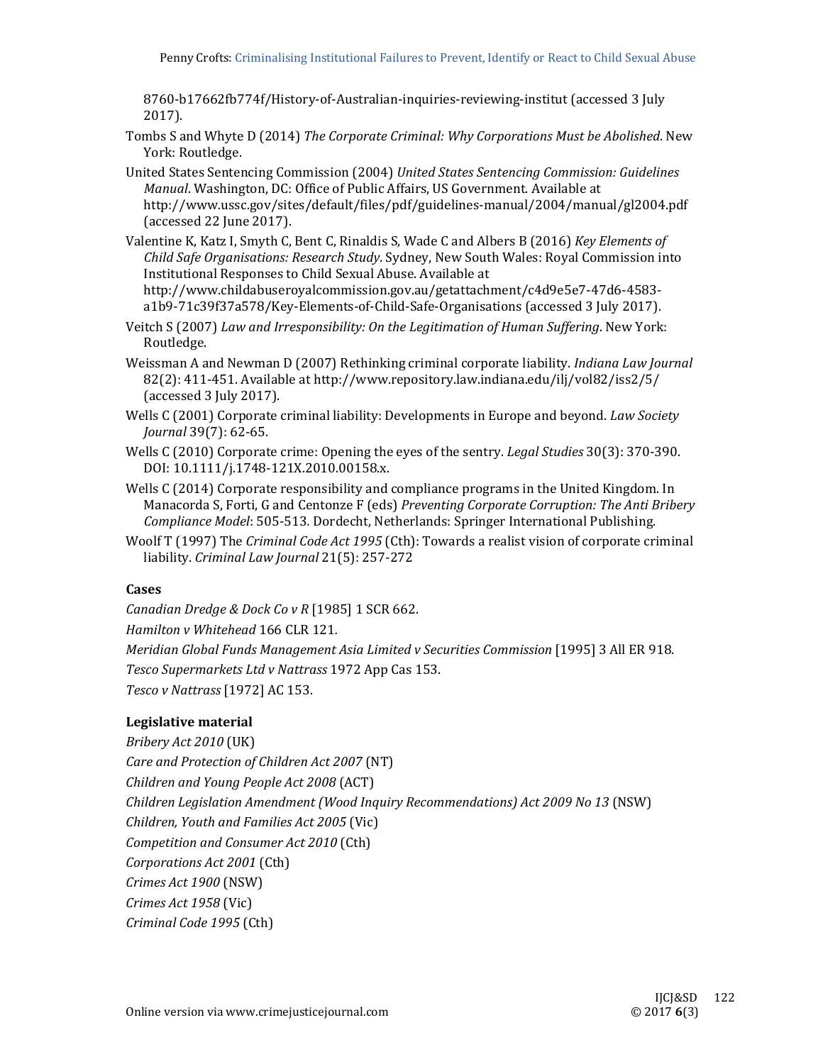8760-b17662fb774f/History-of-Australian-inquiries-reviewing-institut (accessed 3 July 2017).

Tombs S and Whyte D (2014) *The Corporate Criminal: Why Corporations Must be Abolished*. New York: Routledge.

United States Sentencing Commission (2004) *United States Sentencing Commission: Guidelines Manual*. Washington, DC: Office of Public Affairs, US Government. Available at http://www.ussc.gov/sites/default/files/pdf/guidelines-manual/2004/manual/gl2004.pdf (accessed 22 June 2017).

Valentine K, Katz I, Smyth C, Bent C, Rinaldis S, Wade C and Albers B (2016) *Key Elements of Child Safe Organisations: Research Study*. Sydney, New South Wales: Royal Commission into Institutional Responses to Child Sexual Abuse. Available at http://www.childabuseroyalcommission.gov.au/getattachment/c4d9e5e7-47d6-4583-a1b9-71c39f37a578/Key-Elements-of-Child-Safe-Organisations (accessed 3 July 2017).

Veitch S (2007) *Law and Irresponsibility: On the Legitimation of Human Suffering*. New York: Routledge.

Weissman A and Newman D (2007) Rethinking criminal corporate liability. *Indiana Law Journal* 82(2): 411-451. Available at http://www.repository.law.indiana.edu/ilj/vol82/iss2/5/ (accessed 3 July 2017).

Wells C (2001) Corporate criminal liability: Developments in Europe and beyond. *Law Society Journal* 39(7): 62-65.

Wells C (2010) Corporate crime: Opening the eyes of the sentry. *Legal Studies* 30(3): 370-390. DOI: 10.1111/j.1748-121X.2010.00158.x.

Wells C (2014) Corporate responsibility and compliance programs in the United Kingdom. In Manacorda S, Forti, G and Centonze F (eds) *Preventing Corporate Corruption: The Anti Bribery Compliance Model*: 505-513. Dordecht, Netherlands: Springer International Publishing.

Woolf T (1997) The *Criminal Code Act 1995* (Cth): Towards a realist vision of corporate criminal liability. *Criminal Law Journal* 21(5): 257-272

### Cases

*Canadian Dredge & Dock Co v R* [1985] 1 SCR 662.

*Hamilton v Whitehead* 166 CLR 121.

*Meridian Global Funds Management Asia Limited v Securities Commission* [1995] 3 All ER 918.

*Tesco Supermarkets Ltd v Nattrass* 1972 App Cas 153.

*Tesco v Nattrass* [1972] AC 153.

### Legislative material

*Bribery Act 2010* (UK)

*Care and Protection of Children Act 2007* (NT)

*Children and Young People Act 2008* (ACT)

*Children Legislation Amendment (Wood Inquiry Recommendations) Act 2009 No 13* (NSW)

*Children, Youth and Families Act 2005* (Vic)

*Competition and Consumer Act 2010* (Cth)

*Corporations Act 2001* (Cth)

*Crimes Act 1900* (NSW)

*Crimes Act 1958* (Vic)

*Criminal Code 1995* (Cth)